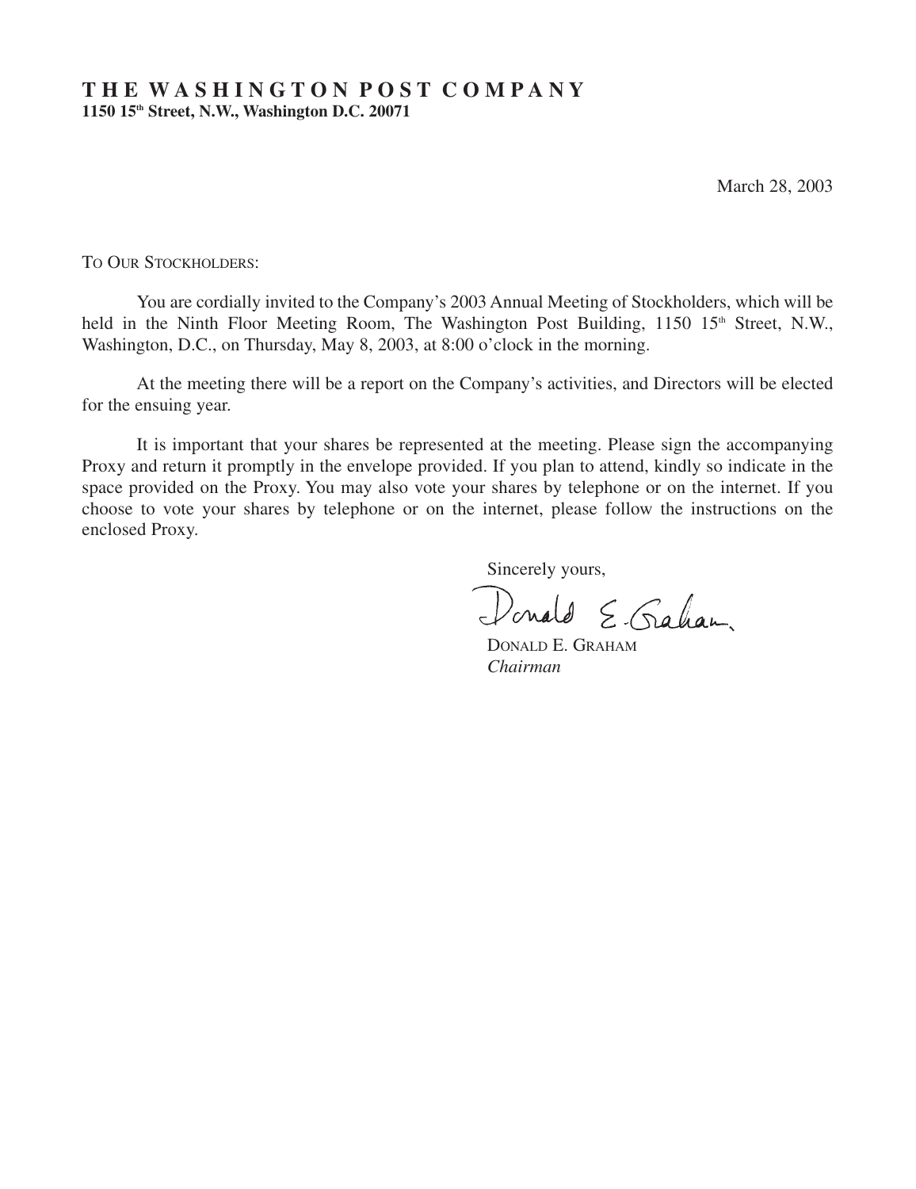# THE WASHINGTON POST COMPANY

**1150 15th Street, N.W., Washington D.C. 20071**

March 28, 2003

TO OUR STOCKHOLDERS:

You are cordially invited to the Company's 2003 Annual Meeting of Stockholders, which will be held in the Ninth Floor Meeting Room, The Washington Post Building, 1150 15th Street, N.W., Washington, D.C., on Thursday, May 8, 2003, at 8:00 o'clock in the morning.

At the meeting there will be a report on the Company's activities, and Directors will be elected for the ensuing year.

It is important that your shares be represented at the meeting. Please sign the accompanying Proxy and return it promptly in the envelope provided. If you plan to attend, kindly so indicate in the space provided on the Proxy. You may also vote your shares by telephone or on the internet. If you choose to vote your shares by telephone or on the internet, please follow the instructions on the enclosed Proxy.

Sincerely yours,

Donald E. Graham

DONALD E. GRAHAM
*Chairman*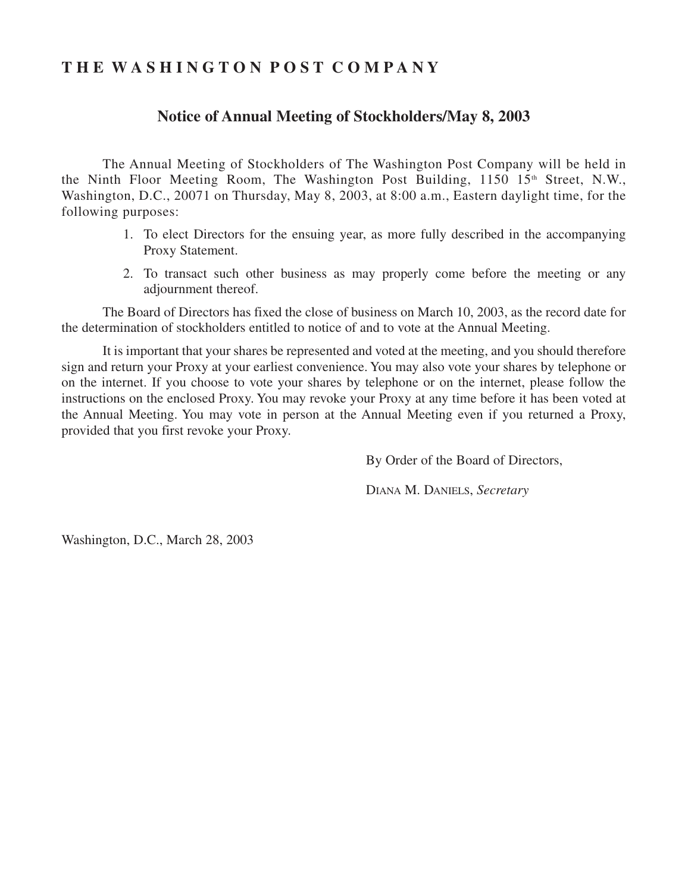# THE WASHINGTON POST COMPANY

## Notice of Annual Meeting of Stockholders/May 8, 2003

The Annual Meeting of Stockholders of The Washington Post Company will be held in the Ninth Floor Meeting Room, The Washington Post Building, 1150 15th Street, N.W., Washington, D.C., 20071 on Thursday, May 8, 2003, at 8:00 a.m., Eastern daylight time, for the following purposes:

1. To elect Directors for the ensuing year, as more fully described in the accompanying Proxy Statement.
2. To transact such other business as may properly come before the meeting or any adjournment thereof.

The Board of Directors has fixed the close of business on March 10, 2003, as the record date for the determination of stockholders entitled to notice of and to vote at the Annual Meeting.

It is important that your shares be represented and voted at the meeting, and you should therefore sign and return your Proxy at your earliest convenience. You may also vote your shares by telephone or on the internet. If you choose to vote your shares by telephone or on the internet, please follow the instructions on the enclosed Proxy. You may revoke your Proxy at any time before it has been voted at the Annual Meeting. You may vote in person at the Annual Meeting even if you returned a Proxy, provided that you first revoke your Proxy.

By Order of the Board of Directors,

DIANA M. DANIELS, *Secretary*

Washington, D.C., March 28, 2003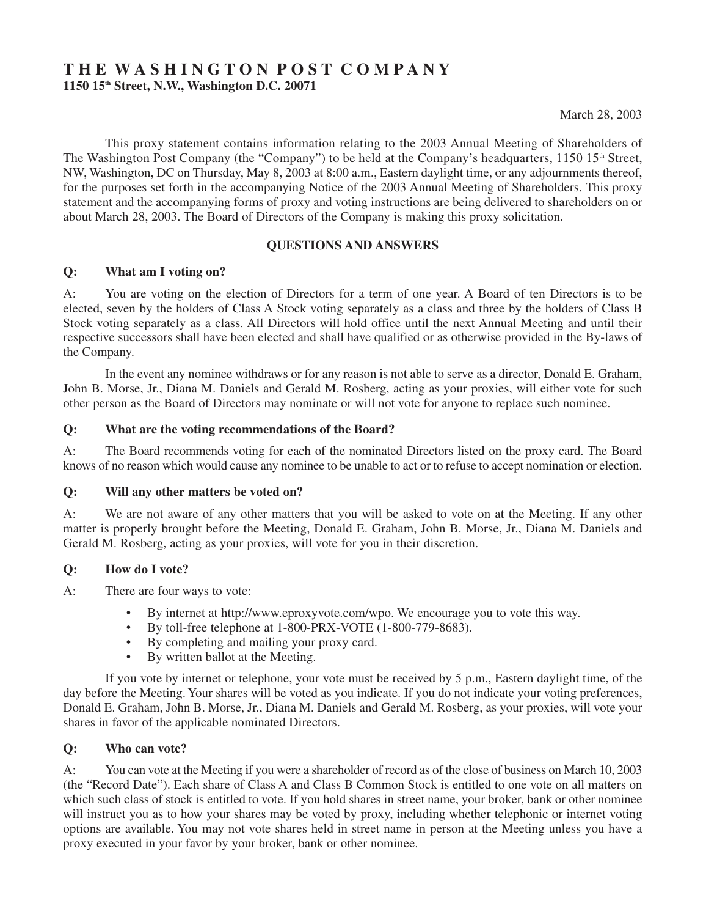# THE WASHINGTON POST COMPANY

**1150 15th Street, N.W., Washington D.C. 20071**

March 28, 2003

This proxy statement contains information relating to the 2003 Annual Meeting of Shareholders of The Washington Post Company (the "Company") to be held at the Company's headquarters, 1150 15th Street, NW, Washington, DC on Thursday, May 8, 2003 at 8:00 a.m., Eastern daylight time, or any adjournments thereof, for the purposes set forth in the accompanying Notice of the 2003 Annual Meeting of Shareholders. This proxy statement and the accompanying forms of proxy and voting instructions are being delivered to shareholders on or about March 28, 2003. The Board of Directors of the Company is making this proxy solicitation.

## QUESTIONS AND ANSWERS

**Q: What am I voting on?**

A: You are voting on the election of Directors for a term of one year. A Board of ten Directors is to be elected, seven by the holders of Class A Stock voting separately as a class and three by the holders of Class B Stock voting separately as a class. All Directors will hold office until the next Annual Meeting and until their respective successors shall have been elected and shall have qualified or as otherwise provided in the By-laws of the Company.

In the event any nominee withdraws or for any reason is not able to serve as a director, Donald E. Graham, John B. Morse, Jr., Diana M. Daniels and Gerald M. Rosberg, acting as your proxies, will either vote for such other person as the Board of Directors may nominate or will not vote for anyone to replace such nominee.

**Q: What are the voting recommendations of the Board?**

A: The Board recommends voting for each of the nominated Directors listed on the proxy card. The Board knows of no reason which would cause any nominee to be unable to act or to refuse to accept nomination or election.

**Q: Will any other matters be voted on?**

A: We are not aware of any other matters that you will be asked to vote on at the Meeting. If any other matter is properly brought before the Meeting, Donald E. Graham, John B. Morse, Jr., Diana M. Daniels and Gerald M. Rosberg, acting as your proxies, will vote for you in their discretion.

**Q: How do I vote?**

A: There are four ways to vote:

- By internet at http://www.eproxyvote.com/wpo. We encourage you to vote this way.
- By toll-free telephone at 1-800-PRX-VOTE (1-800-779-8683).
- By completing and mailing your proxy card.
- By written ballot at the Meeting.

If you vote by internet or telephone, your vote must be received by 5 p.m., Eastern daylight time, of the day before the Meeting. Your shares will be voted as you indicate. If you do not indicate your voting preferences, Donald E. Graham, John B. Morse, Jr., Diana M. Daniels and Gerald M. Rosberg, as your proxies, will vote your shares in favor of the applicable nominated Directors.

**Q: Who can vote?**

A: You can vote at the Meeting if you were a shareholder of record as of the close of business on March 10, 2003 (the "Record Date"). Each share of Class A and Class B Common Stock is entitled to one vote on all matters on which such class of stock is entitled to vote. If you hold shares in street name, your broker, bank or other nominee will instruct you as to how your shares may be voted by proxy, including whether telephonic or internet voting options are available. You may not vote shares held in street name in person at the Meeting unless you have a proxy executed in your favor by your broker, bank or other nominee.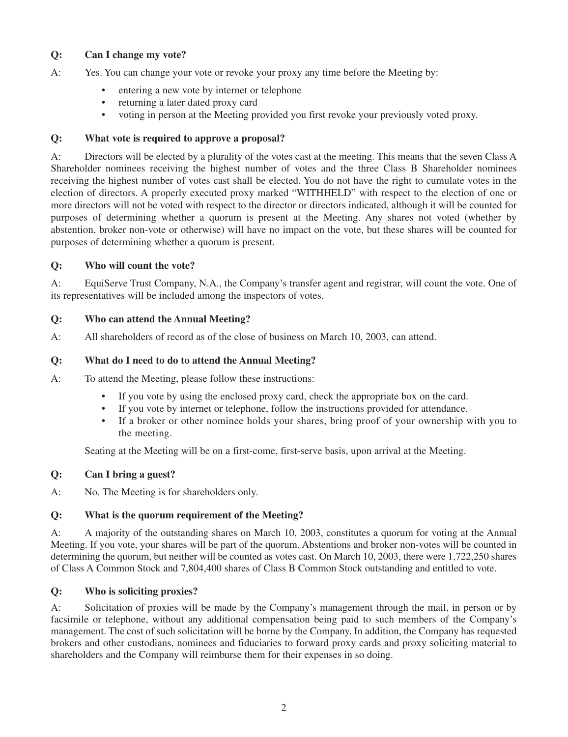**Q: Can I change my vote?**

A: Yes. You can change your vote or revoke your proxy any time before the Meeting by:

- entering a new vote by internet or telephone
- returning a later dated proxy card
- voting in person at the Meeting provided you first revoke your previously voted proxy.

**Q: What vote is required to approve a proposal?**

A: Directors will be elected by a plurality of the votes cast at the meeting. This means that the seven Class A Shareholder nominees receiving the highest number of votes and the three Class B Shareholder nominees receiving the highest number of votes cast shall be elected. You do not have the right to cumulate votes in the election of directors. A properly executed proxy marked "WITHHELD" with respect to the election of one or more directors will not be voted with respect to the director or directors indicated, although it will be counted for purposes of determining whether a quorum is present at the Meeting. Any shares not voted (whether by abstention, broker non-vote or otherwise) will have no impact on the vote, but these shares will be counted for purposes of determining whether a quorum is present.

**Q: Who will count the vote?**

A: EquiServe Trust Company, N.A., the Company's transfer agent and registrar, will count the vote. One of its representatives will be included among the inspectors of votes.

**Q: Who can attend the Annual Meeting?**

A: All shareholders of record as of the close of business on March 10, 2003, can attend.

**Q: What do I need to do to attend the Annual Meeting?**

A: To attend the Meeting, please follow these instructions:

- If you vote by using the enclosed proxy card, check the appropriate box on the card.
- If you vote by internet or telephone, follow the instructions provided for attendance.
- If a broker or other nominee holds your shares, bring proof of your ownership with you to the meeting.

Seating at the Meeting will be on a first-come, first-serve basis, upon arrival at the Meeting.

**Q: Can I bring a guest?**

A: No. The Meeting is for shareholders only.

**Q: What is the quorum requirement of the Meeting?**

A: A majority of the outstanding shares on March 10, 2003, constitutes a quorum for voting at the Annual Meeting. If you vote, your shares will be part of the quorum. Abstentions and broker non-votes will be counted in determining the quorum, but neither will be counted as votes cast. On March 10, 2003, there were 1,722,250 shares of Class A Common Stock and 7,804,400 shares of Class B Common Stock outstanding and entitled to vote.

**Q: Who is soliciting proxies?**

A: Solicitation of proxies will be made by the Company's management through the mail, in person or by facsimile or telephone, without any additional compensation being paid to such members of the Company's management. The cost of such solicitation will be borne by the Company. In addition, the Company has requested brokers and other custodians, nominees and fiduciaries to forward proxy cards and proxy soliciting material to shareholders and the Company will reimburse them for their expenses in so doing.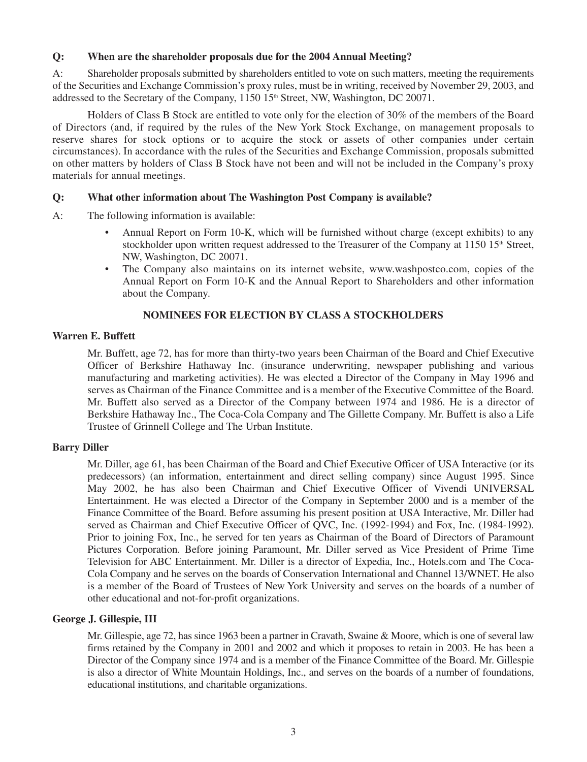**Q: When are the shareholder proposals due for the 2004 Annual Meeting?**

A: Shareholder proposals submitted by shareholders entitled to vote on such matters, meeting the requirements of the Securities and Exchange Commission's proxy rules, must be in writing, received by November 29, 2003, and addressed to the Secretary of the Company, 1150 15th Street, NW, Washington, DC 20071.

Holders of Class B Stock are entitled to vote only for the election of 30% of the members of the Board of Directors (and, if required by the rules of the New York Stock Exchange, on management proposals to reserve shares for stock options or to acquire the stock or assets of other companies under certain circumstances). In accordance with the rules of the Securities and Exchange Commission, proposals submitted on other matters by holders of Class B Stock have not been and will not be included in the Company's proxy materials for annual meetings.

**Q: What other information about The Washington Post Company is available?**

A: The following information is available:

- Annual Report on Form 10-K, which will be furnished without charge (except exhibits) to any stockholder upon written request addressed to the Treasurer of the Company at 1150 15th Street, NW, Washington, DC 20071.
- The Company also maintains on its internet website, www.washpostco.com, copies of the Annual Report on Form 10-K and the Annual Report to Shareholders and other information about the Company.

## NOMINEES FOR ELECTION BY CLASS A STOCKHOLDERS

**Warren E. Buffett**

Mr. Buffett, age 72, has for more than thirty-two years been Chairman of the Board and Chief Executive Officer of Berkshire Hathaway Inc. (insurance underwriting, newspaper publishing and various manufacturing and marketing activities). He was elected a Director of the Company in May 1996 and serves as Chairman of the Finance Committee and is a member of the Executive Committee of the Board. Mr. Buffett also served as a Director of the Company between 1974 and 1986. He is a director of Berkshire Hathaway Inc., The Coca-Cola Company and The Gillette Company. Mr. Buffett is also a Life Trustee of Grinnell College and The Urban Institute.

**Barry Diller**

Mr. Diller, age 61, has been Chairman of the Board and Chief Executive Officer of USA Interactive (or its predecessors) (an information, entertainment and direct selling company) since August 1995. Since May 2002, he has also been Chairman and Chief Executive Officer of Vivendi UNIVERSAL Entertainment. He was elected a Director of the Company in September 2000 and is a member of the Finance Committee of the Board. Before assuming his present position at USA Interactive, Mr. Diller had served as Chairman and Chief Executive Officer of QVC, Inc. (1992-1994) and Fox, Inc. (1984-1992). Prior to joining Fox, Inc., he served for ten years as Chairman of the Board of Directors of Paramount Pictures Corporation. Before joining Paramount, Mr. Diller served as Vice President of Prime Time Television for ABC Entertainment. Mr. Diller is a director of Expedia, Inc., Hotels.com and The Coca-Cola Company and he serves on the boards of Conservation International and Channel 13/WNET. He also is a member of the Board of Trustees of New York University and serves on the boards of a number of other educational and not-for-profit organizations.

**George J. Gillespie, III**

Mr. Gillespie, age 72, has since 1963 been a partner in Cravath, Swaine & Moore, which is one of several law firms retained by the Company in 2001 and 2002 and which it proposes to retain in 2003. He has been a Director of the Company since 1974 and is a member of the Finance Committee of the Board. Mr. Gillespie is also a director of White Mountain Holdings, Inc., and serves on the boards of a number of foundations, educational institutions, and charitable organizations.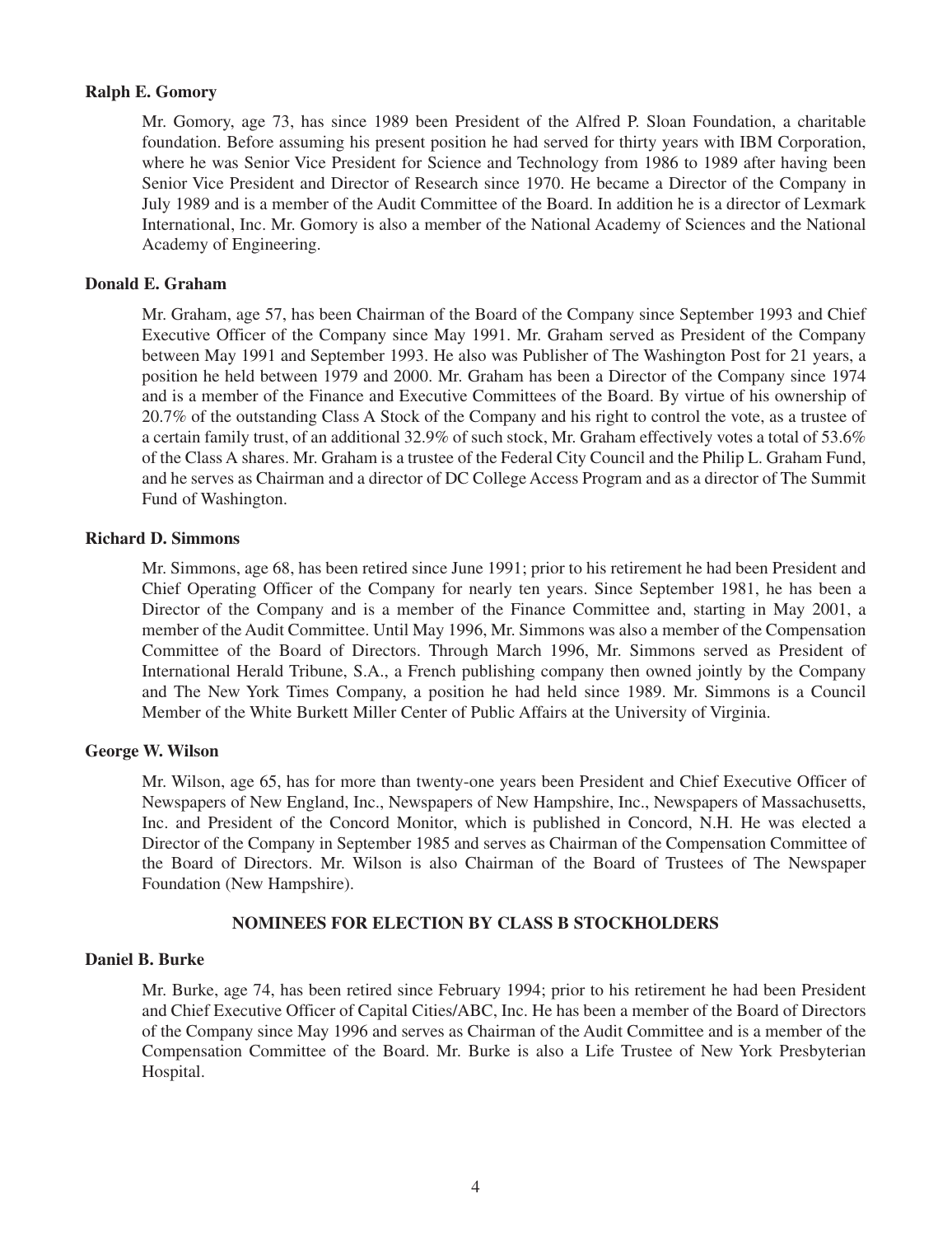**Ralph E. Gomory**

Mr. Gomory, age 73, has since 1989 been President of the Alfred P. Sloan Foundation, a charitable foundation. Before assuming his present position he had served for thirty years with IBM Corporation, where he was Senior Vice President for Science and Technology from 1986 to 1989 after having been Senior Vice President and Director of Research since 1970. He became a Director of the Company in July 1989 and is a member of the Audit Committee of the Board. In addition he is a director of Lexmark International, Inc. Mr. Gomory is also a member of the National Academy of Sciences and the National Academy of Engineering.

**Donald E. Graham**

Mr. Graham, age 57, has been Chairman of the Board of the Company since September 1993 and Chief Executive Officer of the Company since May 1991. Mr. Graham served as President of the Company between May 1991 and September 1993. He also was Publisher of The Washington Post for 21 years, a position he held between 1979 and 2000. Mr. Graham has been a Director of the Company since 1974 and is a member of the Finance and Executive Committees of the Board. By virtue of his ownership of 20.7% of the outstanding Class A Stock of the Company and his right to control the vote, as a trustee of a certain family trust, of an additional 32.9% of such stock, Mr. Graham effectively votes a total of 53.6% of the Class A shares. Mr. Graham is a trustee of the Federal City Council and the Philip L. Graham Fund, and he serves as Chairman and a director of DC College Access Program and as a director of The Summit Fund of Washington.

**Richard D. Simmons**

Mr. Simmons, age 68, has been retired since June 1991; prior to his retirement he had been President and Chief Operating Officer of the Company for nearly ten years. Since September 1981, he has been a Director of the Company and is a member of the Finance Committee and, starting in May 2001, a member of the Audit Committee. Until May 1996, Mr. Simmons was also a member of the Compensation Committee of the Board of Directors. Through March 1996, Mr. Simmons served as President of International Herald Tribune, S.A., a French publishing company then owned jointly by the Company and The New York Times Company, a position he had held since 1989. Mr. Simmons is a Council Member of the White Burkett Miller Center of Public Affairs at the University of Virginia.

**George W. Wilson**

Mr. Wilson, age 65, has for more than twenty-one years been President and Chief Executive Officer of Newspapers of New England, Inc., Newspapers of New Hampshire, Inc., Newspapers of Massachusetts, Inc. and President of the Concord Monitor, which is published in Concord, N.H. He was elected a Director of the Company in September 1985 and serves as Chairman of the Compensation Committee of the Board of Directors. Mr. Wilson is also Chairman of the Board of Trustees of The Newspaper Foundation (New Hampshire).

## NOMINEES FOR ELECTION BY CLASS B STOCKHOLDERS

**Daniel B. Burke**

Mr. Burke, age 74, has been retired since February 1994; prior to his retirement he had been President and Chief Executive Officer of Capital Cities/ABC, Inc. He has been a member of the Board of Directors of the Company since May 1996 and serves as Chairman of the Audit Committee and is a member of the Compensation Committee of the Board. Mr. Burke is also a Life Trustee of New York Presbyterian Hospital.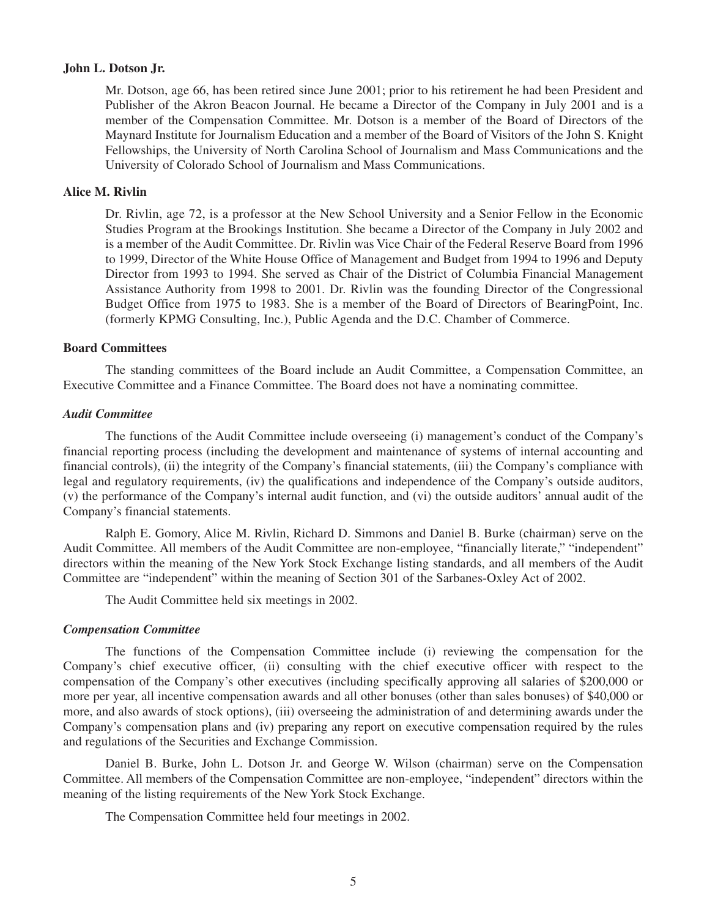**John L. Dotson Jr.**

Mr. Dotson, age 66, has been retired since June 2001; prior to his retirement he had been President and Publisher of the Akron Beacon Journal. He became a Director of the Company in July 2001 and is a member of the Compensation Committee. Mr. Dotson is a member of the Board of Directors of the Maynard Institute for Journalism Education and a member of the Board of Visitors of the John S. Knight Fellowships, the University of North Carolina School of Journalism and Mass Communications and the University of Colorado School of Journalism and Mass Communications.

**Alice M. Rivlin**

Dr. Rivlin, age 72, is a professor at the New School University and a Senior Fellow in the Economic Studies Program at the Brookings Institution. She became a Director of the Company in July 2002 and is a member of the Audit Committee. Dr. Rivlin was Vice Chair of the Federal Reserve Board from 1996 to 1999, Director of the White House Office of Management and Budget from 1994 to 1996 and Deputy Director from 1993 to 1994. She served as Chair of the District of Columbia Financial Management Assistance Authority from 1998 to 2001. Dr. Rivlin was the founding Director of the Congressional Budget Office from 1975 to 1983. She is a member of the Board of Directors of BearingPoint, Inc. (formerly KPMG Consulting, Inc.), Public Agenda and the D.C. Chamber of Commerce.

**Board Committees**

The standing committees of the Board include an Audit Committee, a Compensation Committee, an Executive Committee and a Finance Committee. The Board does not have a nominating committee.

***Audit Committee***

The functions of the Audit Committee include overseeing (i) management's conduct of the Company's financial reporting process (including the development and maintenance of systems of internal accounting and financial controls), (ii) the integrity of the Company's financial statements, (iii) the Company's compliance with legal and regulatory requirements, (iv) the qualifications and independence of the Company's outside auditors, (v) the performance of the Company's internal audit function, and (vi) the outside auditors' annual audit of the Company's financial statements.

Ralph E. Gomory, Alice M. Rivlin, Richard D. Simmons and Daniel B. Burke (chairman) serve on the Audit Committee. All members of the Audit Committee are non-employee, "financially literate," "independent" directors within the meaning of the New York Stock Exchange listing standards, and all members of the Audit Committee are "independent" within the meaning of Section 301 of the Sarbanes-Oxley Act of 2002.

The Audit Committee held six meetings in 2002.

***Compensation Committee***

The functions of the Compensation Committee include (i) reviewing the compensation for the Company's chief executive officer, (ii) consulting with the chief executive officer with respect to the compensation of the Company's other executives (including specifically approving all salaries of $200,000 or more per year, all incentive compensation awards and all other bonuses (other than sales bonuses) of $40,000 or more, and also awards of stock options), (iii) overseeing the administration of and determining awards under the Company's compensation plans and (iv) preparing any report on executive compensation required by the rules and regulations of the Securities and Exchange Commission.

Daniel B. Burke, John L. Dotson Jr. and George W. Wilson (chairman) serve on the Compensation Committee. All members of the Compensation Committee are non-employee, "independent" directors within the meaning of the listing requirements of the New York Stock Exchange.

The Compensation Committee held four meetings in 2002.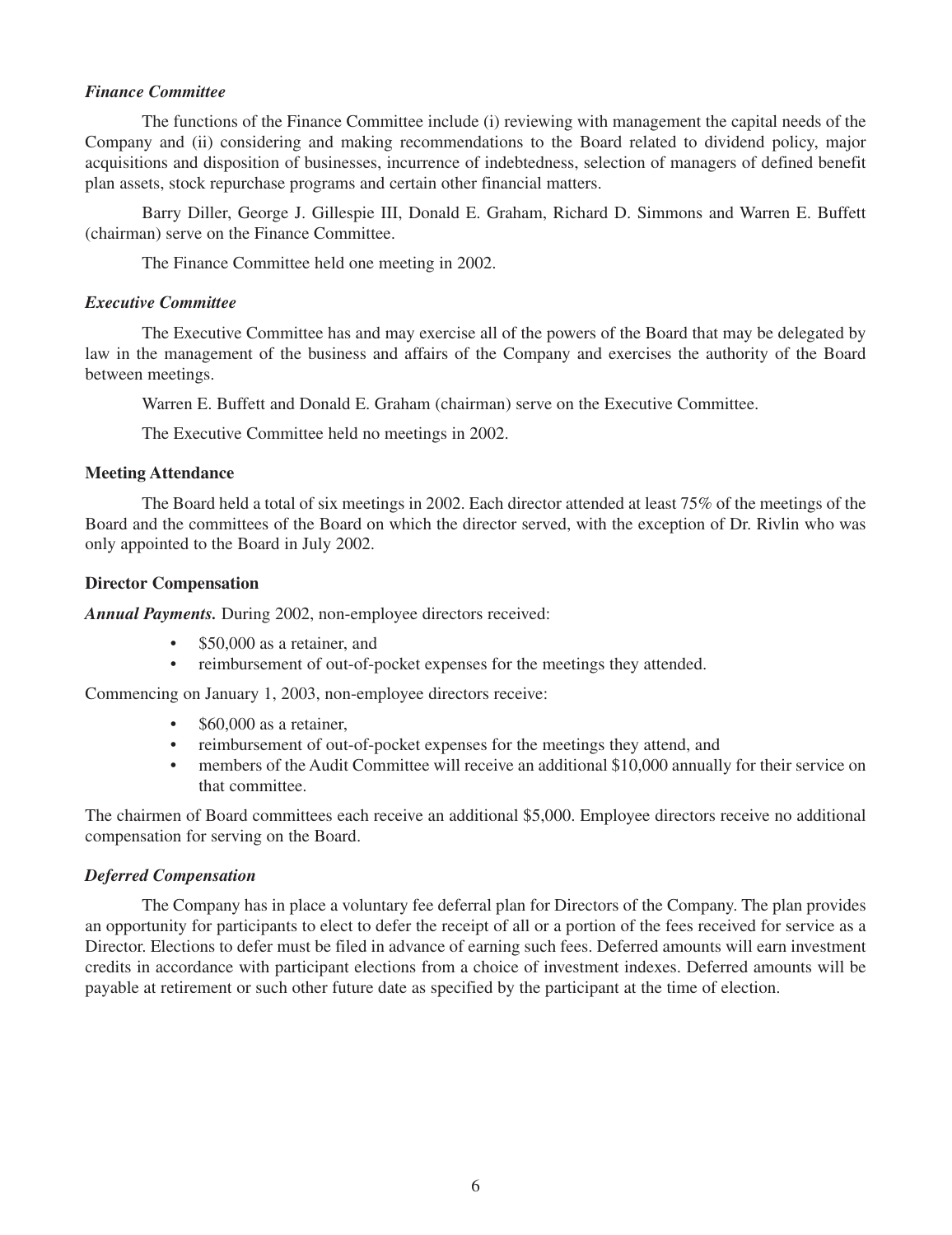### *Finance Committee*

The functions of the Finance Committee include (i) reviewing with management the capital needs of the Company and (ii) considering and making recommendations to the Board related to dividend policy, major acquisitions and disposition of businesses, incurrence of indebtedness, selection of managers of defined benefit plan assets, stock repurchase programs and certain other financial matters.

Barry Diller, George J. Gillespie III, Donald E. Graham, Richard D. Simmons and Warren E. Buffett (chairman) serve on the Finance Committee.

The Finance Committee held one meeting in 2002.

### *Executive Committee*

The Executive Committee has and may exercise all of the powers of the Board that may be delegated by law in the management of the business and affairs of the Company and exercises the authority of the Board between meetings.

Warren E. Buffett and Donald E. Graham (chairman) serve on the Executive Committee.

The Executive Committee held no meetings in 2002.

## Meeting Attendance

The Board held a total of six meetings in 2002. Each director attended at least 75% of the meetings of the Board and the committees of the Board on which the director served, with the exception of Dr. Rivlin who was only appointed to the Board in July 2002.

## Director Compensation

***Annual Payments.*** During 2002, non-employee directors received:

- $50,000 as a retainer, and
- reimbursement of out-of-pocket expenses for the meetings they attended.

Commencing on January 1, 2003, non-employee directors receive:

- $60,000 as a retainer,
- reimbursement of out-of-pocket expenses for the meetings they attend, and
- members of the Audit Committee will receive an additional $10,000 annually for their service on that committee.

The chairmen of Board committees each receive an additional $5,000. Employee directors receive no additional compensation for serving on the Board.

### *Deferred Compensation*

The Company has in place a voluntary fee deferral plan for Directors of the Company. The plan provides an opportunity for participants to elect to defer the receipt of all or a portion of the fees received for service as a Director. Elections to defer must be filed in advance of earning such fees. Deferred amounts will earn investment credits in accordance with participant elections from a choice of investment indexes. Deferred amounts will be payable at retirement or such other future date as specified by the participant at the time of election.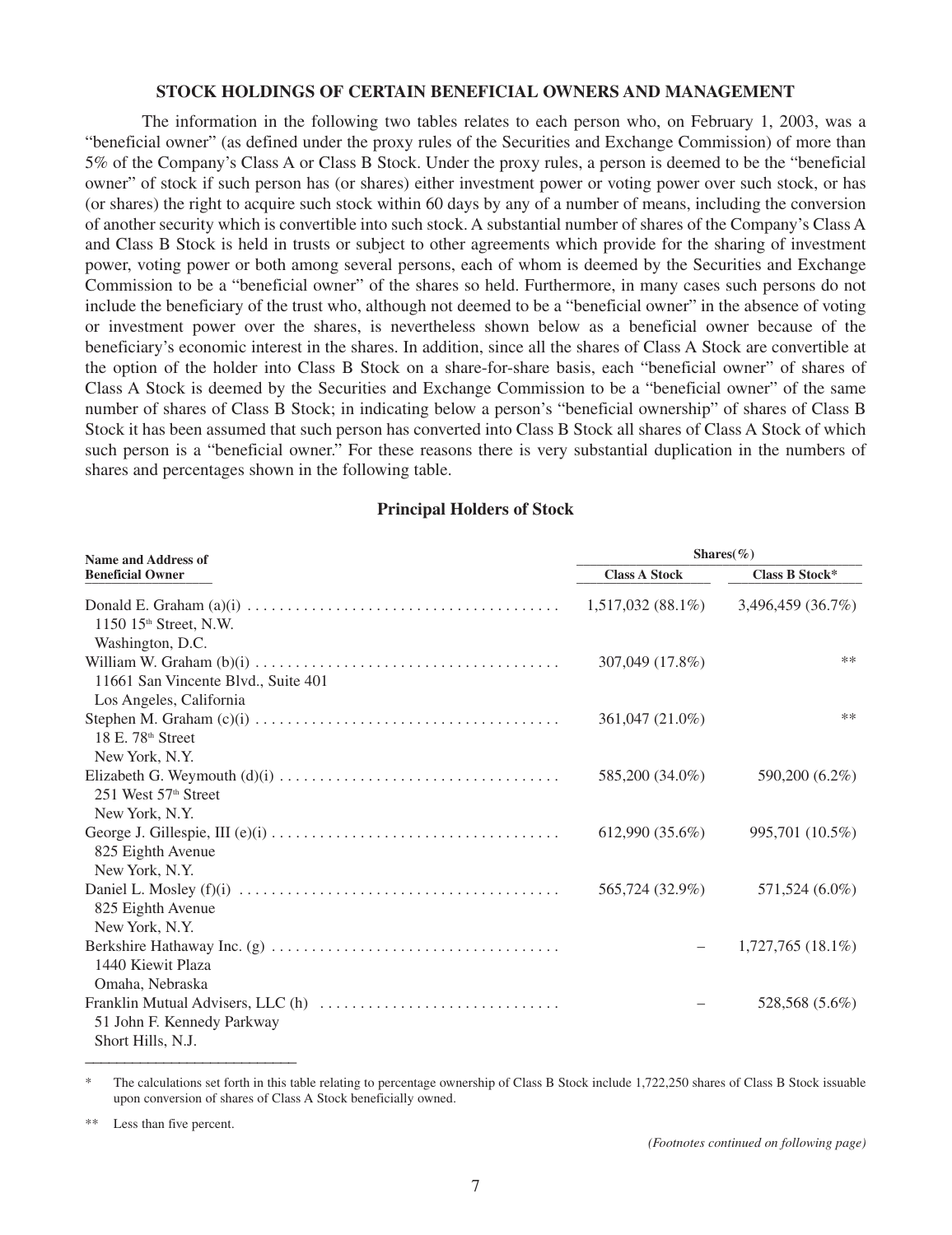## STOCK HOLDINGS OF CERTAIN BENEFICIAL OWNERS AND MANAGEMENT

The information in the following two tables relates to each person who, on February 1, 2003, was a "beneficial owner" (as defined under the proxy rules of the Securities and Exchange Commission) of more than 5% of the Company's Class A or Class B Stock. Under the proxy rules, a person is deemed to be the "beneficial owner" of stock if such person has (or shares) either investment power or voting power over such stock, or has (or shares) the right to acquire such stock within 60 days by any of a number of means, including the conversion of another security which is convertible into such stock. A substantial number of shares of the Company's Class A and Class B Stock is held in trusts or subject to other agreements which provide for the sharing of investment power, voting power or both among several persons, each of whom is deemed by the Securities and Exchange Commission to be a "beneficial owner" of the shares so held. Furthermore, in many cases such persons do not include the beneficiary of the trust who, although not deemed to be a "beneficial owner" in the absence of voting or investment power over the shares, is nevertheless shown below as a beneficial owner because of the beneficiary's economic interest in the shares. In addition, since all the shares of Class A Stock are convertible at the option of the holder into Class B Stock on a share-for-share basis, each "beneficial owner" of shares of Class A Stock is deemed by the Securities and Exchange Commission to be a "beneficial owner" of the same number of shares of Class B Stock; in indicating below a person's "beneficial ownership" of shares of Class B Stock it has been assumed that such person has converted into Class B Stock all shares of Class A Stock of which such person is a "beneficial owner." For these reasons there is very substantial duplication in the numbers of shares and percentages shown in the following table.

### Principal Holders of Stock

| Name and Address of Beneficial Owner | Shares(%) | |
|---|---|---|
| | Class A Stock | Class B Stock* |
| Donald E. Graham (a)(i)<br>1150 15th Street, N.W.<br>Washington, D.C. | 1,517,032 (88.1%) | 3,496,459 (36.7%) |
| William W. Graham (b)(i)<br>11661 San Vincente Blvd., Suite 401<br>Los Angeles, California | 307,049 (17.8%) | ** |
| Stephen M. Graham (c)(i)<br>18 E. 78th Street<br>New York, N.Y. | 361,047 (21.0%) | ** |
| Elizabeth G. Weymouth (d)(i)<br>251 West 57th Street<br>New York, N.Y. | 585,200 (34.0%) | 590,200 (6.2%) |
| George J. Gillespie, III (e)(i)<br>825 Eighth Avenue<br>New York, N.Y. | 612,990 (35.6%) | 995,701 (10.5%) |
| Daniel L. Mosley (f)(i)<br>825 Eighth Avenue<br>New York, N.Y. | 565,724 (32.9%) | 571,524 (6.0%) |
| Berkshire Hathaway Inc. (g)<br>1440 Kiewit Plaza<br>Omaha, Nebraska | – | 1,727,765 (18.1%) |
| Franklin Mutual Advisers, LLC (h)<br>51 John F. Kennedy Parkway<br>Short Hills, N.J. | – | 528,568 (5.6%) |

\* The calculations set forth in this table relating to percentage ownership of Class B Stock include 1,722,250 shares of Class B Stock issuable upon conversion of shares of Class A Stock beneficially owned.

** Less than five percent.

*(Footnotes continued on following page)*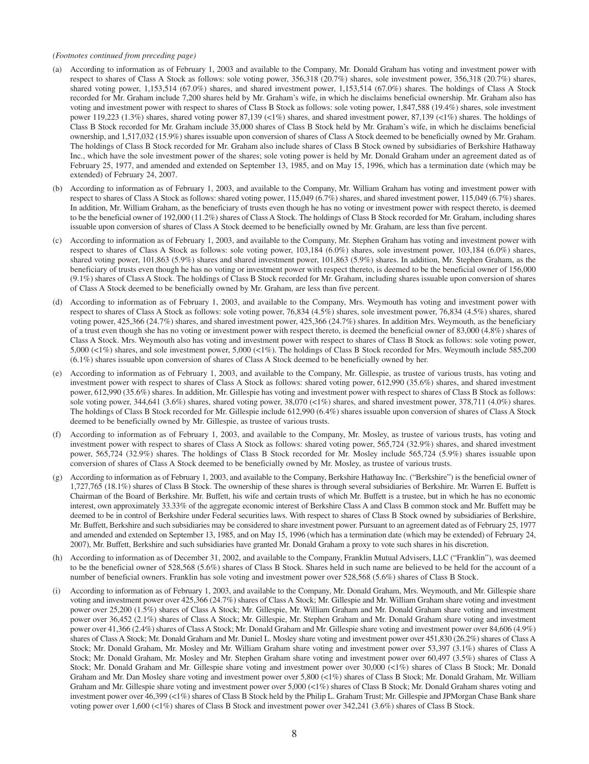*(Footnotes continued from preceding page)*

(a) According to information as of February 1, 2003 and available to the Company, Mr. Donald Graham has voting and investment power with respect to shares of Class A Stock as follows: sole voting power, 356,318 (20.7%) shares, sole investment power, 356,318 (20.7%) shares, shared voting power, 1,153,514 (67.0%) shares, and shared investment power, 1,153,514 (67.0%) shares. The holdings of Class A Stock recorded for Mr. Graham include 7,200 shares held by Mr. Graham's wife, in which he disclaims beneficial ownership. Mr. Graham also has voting and investment power with respect to shares of Class B Stock as follows: sole voting power, 1,847,588 (19.4%) shares, sole investment power 119,223 (1.3%) shares, shared voting power 87,139 (<1%) shares, and shared investment power, 87,139 (<1%) shares. The holdings of Class B Stock recorded for Mr. Graham include 35,000 shares of Class B Stock held by Mr. Graham's wife, in which he disclaims beneficial ownership, and 1,517,032 (15.9%) shares issuable upon conversion of shares of Class A Stock deemed to be beneficially owned by Mr. Graham. The holdings of Class B Stock recorded for Mr. Graham also include shares of Class B Stock owned by subsidiaries of Berkshire Hathaway Inc., which have the sole investment power of the shares; sole voting power is held by Mr. Donald Graham under an agreement dated as of February 25, 1977, and amended and extended on September 13, 1985, and on May 15, 1996, which has a termination date (which may be extended) of February 24, 2007.

(b) According to information as of February 1, 2003, and available to the Company, Mr. William Graham has voting and investment power with respect to shares of Class A Stock as follows: shared voting power, 115,049 (6.7%) shares, and shared investment power, 115,049 (6.7%) shares. In addition, Mr. William Graham, as the beneficiary of trusts even though he has no voting or investment power with respect thereto, is deemed to be the beneficial owner of 192,000 (11.2%) shares of Class A Stock. The holdings of Class B Stock recorded for Mr. Graham, including shares issuable upon conversion of shares of Class A Stock deemed to be beneficially owned by Mr. Graham, are less than five percent.

(c) According to information as of February 1, 2003, and available to the Company, Mr. Stephen Graham has voting and investment power with respect to shares of Class A Stock as follows: sole voting power, 103,184 (6.0%) shares, sole investment power, 103,184 (6.0%) shares, shared voting power, 101,863 (5.9%) shares and shared investment power, 101,863 (5.9%) shares. In addition, Mr. Stephen Graham, as the beneficiary of trusts even though he has no voting or investment power with respect thereto, is deemed to be the beneficial owner of 156,000 (9.1%) shares of Class A Stock. The holdings of Class B Stock recorded for Mr. Graham, including shares issuable upon conversion of shares of Class A Stock deemed to be beneficially owned by Mr. Graham, are less than five percent.

(d) According to information as of February 1, 2003, and available to the Company, Mrs. Weymouth has voting and investment power with respect to shares of Class A Stock as follows: sole voting power, 76,834 (4.5%) shares, sole investment power, 76,834 (4.5%) shares, shared voting power, 425,366 (24.7%) shares, and shared investment power, 425,366 (24.7%) shares. In addition Mrs. Weymouth, as the beneficiary of a trust even though she has no voting or investment power with respect thereto, is deemed the beneficial owner of 83,000 (4.8%) shares of Class A Stock. Mrs. Weymouth also has voting and investment power with respect to shares of Class B Stock as follows: sole voting power, 5,000 (<1%) shares, and sole investment power, 5,000 (<1%). The holdings of Class B Stock recorded for Mrs. Weymouth include 585,200 (6.1%) shares issuable upon conversion of shares of Class A Stock deemed to be beneficially owned by her.

(e) According to information as of February 1, 2003, and available to the Company, Mr. Gillespie, as trustee of various trusts, has voting and investment power with respect to shares of Class A Stock as follows: shared voting power, 612,990 (35.6%) shares, and shared investment power, 612,990 (35.6%) shares. In addition, Mr. Gillespie has voting and investment power with respect to shares of Class B Stock as follows: sole voting power, 344,641 (3.6%) shares, shared voting power, 38,070 (<1%) shares, and shared investment power, 378,711 (4.0%) shares. The holdings of Class B Stock recorded for Mr. Gillespie include 612,990 (6.4%) shares issuable upon conversion of shares of Class A Stock deemed to be beneficially owned by Mr. Gillespie, as trustee of various trusts.

(f) According to information as of February 1, 2003, and available to the Company, Mr. Mosley, as trustee of various trusts, has voting and investment power with respect to shares of Class A Stock as follows: shared voting power, 565,724 (32.9%) shares, and shared investment power, 565,724 (32.9%) shares. The holdings of Class B Stock recorded for Mr. Mosley include 565,724 (5.9%) shares issuable upon conversion of shares of Class A Stock deemed to be beneficially owned by Mr. Mosley, as trustee of various trusts.

(g) According to information as of February 1, 2003, and available to the Company, Berkshire Hathaway Inc. ("Berkshire") is the beneficial owner of 1,727,765 (18.1%) shares of Class B Stock. The ownership of these shares is through several subsidiaries of Berkshire. Mr. Warren E. Buffett is Chairman of the Board of Berkshire. Mr. Buffett, his wife and certain trusts of which Mr. Buffett is a trustee, but in which he has no economic interest, own approximately 33.33% of the aggregate economic interest of Berkshire Class A and Class B common stock and Mr. Buffett may be deemed to be in control of Berkshire under Federal securities laws. With respect to shares of Class B Stock owned by subsidiaries of Berkshire, Mr. Buffett, Berkshire and such subsidiaries may be considered to share investment power. Pursuant to an agreement dated as of February 25, 1977 and amended and extended on September 13, 1985, and on May 15, 1996 (which has a termination date (which may be extended) of February 24, 2007), Mr. Buffett, Berkshire and such subsidiaries have granted Mr. Donald Graham a proxy to vote such shares in his discretion.

(h) According to information as of December 31, 2002, and available to the Company, Franklin Mutual Advisers, LLC ("Franklin"), was deemed to be the beneficial owner of 528,568 (5.6%) shares of Class B Stock. Shares held in such name are believed to be held for the account of a number of beneficial owners. Franklin has sole voting and investment power over 528,568 (5.6%) shares of Class B Stock.

(i) According to information as of February 1, 2003, and available to the Company, Mr. Donald Graham, Mrs. Weymouth, and Mr. Gillespie share voting and investment power over 425,366 (24.7%) shares of Class A Stock; Mr. Gillespie and Mr. William Graham share voting and investment power over 25,200 (1.5%) shares of Class A Stock; Mr. Gillespie, Mr. William Graham and Mr. Donald Graham share voting and investment power over 36,452 (2.1%) shares of Class A Stock; Mr. Gillespie, Mr. Stephen Graham and Mr. Donald Graham share voting and investment power over 41,366 (2.4%) shares of Class A Stock; Mr. Donald Graham and Mr. Gillespie share voting and investment power over 84,606 (4.9%) shares of Class A Stock; Mr. Donald Graham and Mr. Daniel L. Mosley share voting and investment power over 451,830 (26.2%) shares of Class A Stock; Mr. Donald Graham, Mr. Mosley and Mr. William Graham share voting and investment power over 53,397 (3.1%) shares of Class A Stock; Mr. Donald Graham, Mr. Mosley and Mr. Stephen Graham share voting and investment power over 60,497 (3.5%) shares of Class A Stock; Mr. Donald Graham and Mr. Gillespie share voting and investment power over 30,000 (<1%) shares of Class B Stock; Mr. Donald Graham and Mr. Dan Mosley share voting and investment power over 5,800 (<1%) shares of Class B Stock; Mr. Donald Graham, Mr. William Graham and Mr. Gillespie share voting and investment power over 5,000 (<1%) shares of Class B Stock; Mr. Donald Graham shares voting and investment power over 46,399 (<1%) shares of Class B Stock held by the Philip L. Graham Trust; Mr. Gillespie and JPMorgan Chase Bank share voting power over 1,600 (<1%) shares of Class B Stock and investment power over 342,241 (3.6%) shares of Class B Stock.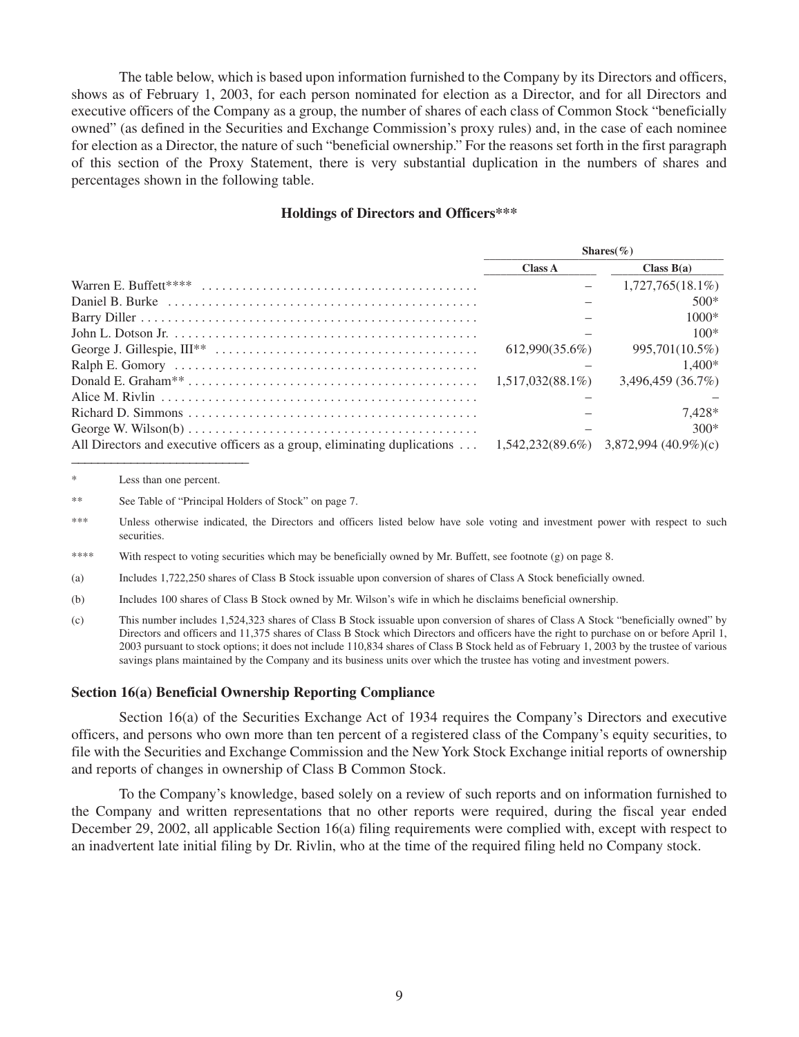The table below, which is based upon information furnished to the Company by its Directors and officers, shows as of February 1, 2003, for each person nominated for election as a Director, and for all Directors and executive officers of the Company as a group, the number of shares of each class of Common Stock "beneficially owned" (as defined in the Securities and Exchange Commission's proxy rules) and, in the case of each nominee for election as a Director, the nature of such "beneficial ownership." For the reasons set forth in the first paragraph of this section of the Proxy Statement, there is very substantial duplication in the numbers of shares and percentages shown in the following table.

**Holdings of Directors and Officers*****

| | Shares(%) | |
|---|---|---|
| | **Class A** | **Class B(a)** |
| Warren E. Buffett**** | – | 1,727,765(18.1%) |
| Daniel B. Burke | – | 500* |
| Barry Diller | – | 1000* |
| John L. Dotson Jr. | – | 100* |
| George J. Gillespie, III** | 612,990(35.6%) | 995,701(10.5%) |
| Ralph E. Gomory | – | 1,400* |
| Donald E. Graham** | 1,517,032(88.1%) | 3,496,459 (36.7%) |
| Alice M. Rivlin | – | – |
| Richard D. Simmons | – | 7,428* |
| George W. Wilson(b) | – | 300* |
| All Directors and executive officers as a group, eliminating duplications | 1,542,232(89.6%) | 3,872,994 (40.9%)(c) |

\* Less than one percent.

** See Table of "Principal Holders of Stock" on page 7.

*** Unless otherwise indicated, the Directors and officers listed below have sole voting and investment power with respect to such securities.

**** With respect to voting securities which may be beneficially owned by Mr. Buffett, see footnote (g) on page 8.

(a) Includes 1,722,250 shares of Class B Stock issuable upon conversion of shares of Class A Stock beneficially owned.

(b) Includes 100 shares of Class B Stock owned by Mr. Wilson's wife in which he disclaims beneficial ownership.

(c) This number includes 1,524,323 shares of Class B Stock issuable upon conversion of shares of Class A Stock "beneficially owned" by Directors and officers and 11,375 shares of Class B Stock which Directors and officers have the right to purchase on or before April 1, 2003 pursuant to stock options; it does not include 110,834 shares of Class B Stock held as of February 1, 2003 by the trustee of various savings plans maintained by the Company and its business units over which the trustee has voting and investment powers.

### Section 16(a) Beneficial Ownership Reporting Compliance

Section 16(a) of the Securities Exchange Act of 1934 requires the Company's Directors and executive officers, and persons who own more than ten percent of a registered class of the Company's equity securities, to file with the Securities and Exchange Commission and the New York Stock Exchange initial reports of ownership and reports of changes in ownership of Class B Common Stock.

To the Company's knowledge, based solely on a review of such reports and on information furnished to the Company and written representations that no other reports were required, during the fiscal year ended December 29, 2002, all applicable Section 16(a) filing requirements were complied with, except with respect to an inadvertent late initial filing by Dr. Rivlin, who at the time of the required filing held no Company stock.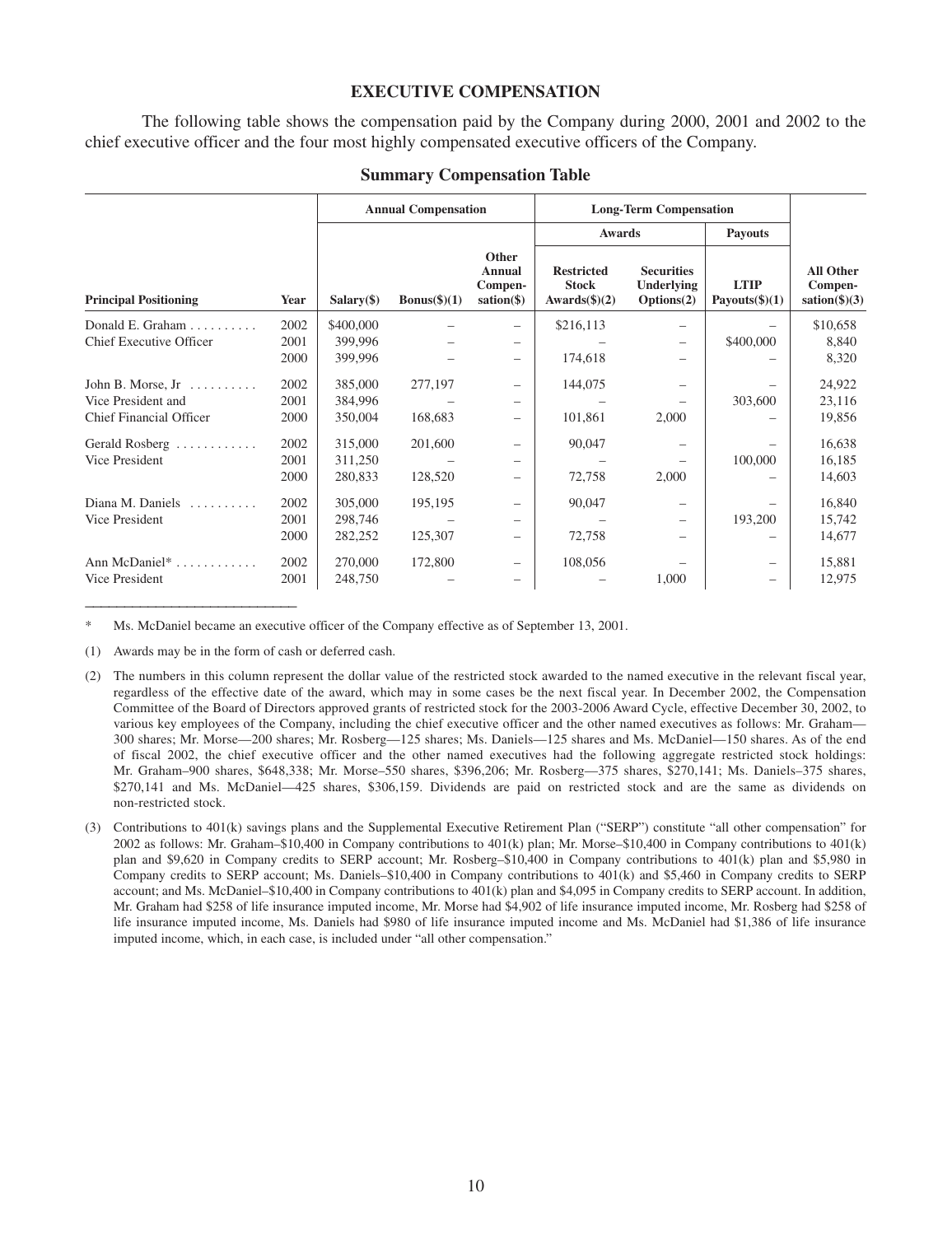## EXECUTIVE COMPENSATION

The following table shows the compensation paid by the Company during 2000, 2001 and 2002 to the chief executive officer and the four most highly compensated executive officers of the Company.

### Summary Compensation Table

| | | Annual Compensation | | | Long-Term Compensation | | | |
|---|---|---|---|---|---|---|---|---|
| | | | | | Awards | | Payouts | |
| **Principal Positioning** | **Year** | **Salary($)** | **Bonus($)(1)** | **Other Annual Compen-sation($)** | **Restricted Stock Awards($)(2)** | **Securities Underlying Options(2)** | **LTIP Payouts($)(1)** | **All Other Compen-sation($)(3)** |
| Donald E. Graham | 2002 | $400,000 | – | – | $216,113 | – | – | $10,658 |
| Chief Executive Officer | 2001 | 399,996 | – | – | – | – | $400,000 | 8,840 |
| | 2000 | 399,996 | – | – | 174,618 | – | – | 8,320 |
| John B. Morse, Jr | 2002 | 385,000 | 277,197 | – | 144,075 | – | – | 24,922 |
| Vice President and | 2001 | 384,996 | – | – | – | – | 303,600 | 23,116 |
| Chief Financial Officer | 2000 | 350,004 | 168,683 | – | 101,861 | 2,000 | – | 19,856 |
| Gerald Rosberg | 2002 | 315,000 | 201,600 | – | 90,047 | – | – | 16,638 |
| Vice President | 2001 | 311,250 | – | – | – | – | 100,000 | 16,185 |
| | 2000 | 280,833 | 128,520 | – | 72,758 | 2,000 | – | 14,603 |
| Diana M. Daniels | 2002 | 305,000 | 195,195 | – | 90,047 | – | – | 16,840 |
| Vice President | 2001 | 298,746 | – | – | – | – | 193,200 | 15,742 |
| | 2000 | 282,252 | 125,307 | – | 72,758 | – | – | 14,677 |
| Ann McDaniel* | 2002 | 270,000 | 172,800 | – | 108,056 | – | – | 15,881 |
| Vice President | 2001 | 248,750 | – | – | – | 1,000 | – | 12,975 |

\* Ms. McDaniel became an executive officer of the Company effective as of September 13, 2001.

(1) Awards may be in the form of cash or deferred cash.

(2) The numbers in this column represent the dollar value of the restricted stock awarded to the named executive in the relevant fiscal year, regardless of the effective date of the award, which may in some cases be the next fiscal year. In December 2002, the Compensation Committee of the Board of Directors approved grants of restricted stock for the 2003-2006 Award Cycle, effective December 30, 2002, to various key employees of the Company, including the chief executive officer and the other named executives as follows: Mr. Graham—300 shares; Mr. Morse—200 shares; Mr. Rosberg—125 shares; Ms. Daniels—125 shares and Ms. McDaniel—150 shares. As of the end of fiscal 2002, the chief executive officer and the other named executives had the following aggregate restricted stock holdings: Mr. Graham–900 shares, $648,338; Mr. Morse–550 shares, $396,206; Mr. Rosberg—375 shares, $270,141; Ms. Daniels–375 shares, $270,141 and Ms. McDaniel—425 shares, $306,159. Dividends are paid on restricted stock and are the same as dividends on non-restricted stock.

(3) Contributions to 401(k) savings plans and the Supplemental Executive Retirement Plan ("SERP") constitute "all other compensation" for 2002 as follows: Mr. Graham–$10,400 in Company contributions to 401(k) plan; Mr. Morse–$10,400 in Company contributions to 401(k) plan and $9,620 in Company credits to SERP account; Mr. Rosberg–$10,400 in Company contributions to 401(k) plan and $5,980 in Company credits to SERP account; Ms. Daniels–$10,400 in Company contributions to 401(k) and $5,460 in Company credits to SERP account; and Ms. McDaniel–$10,400 in Company contributions to 401(k) plan and $4,095 in Company credits to SERP account. In addition, Mr. Graham had $258 of life insurance imputed income, Mr. Morse had $4,902 of life insurance imputed income, Mr. Rosberg had $258 of life insurance imputed income, Ms. Daniels had $980 of life insurance imputed income and Ms. McDaniel had $1,386 of life insurance imputed income, which, in each case, is included under "all other compensation."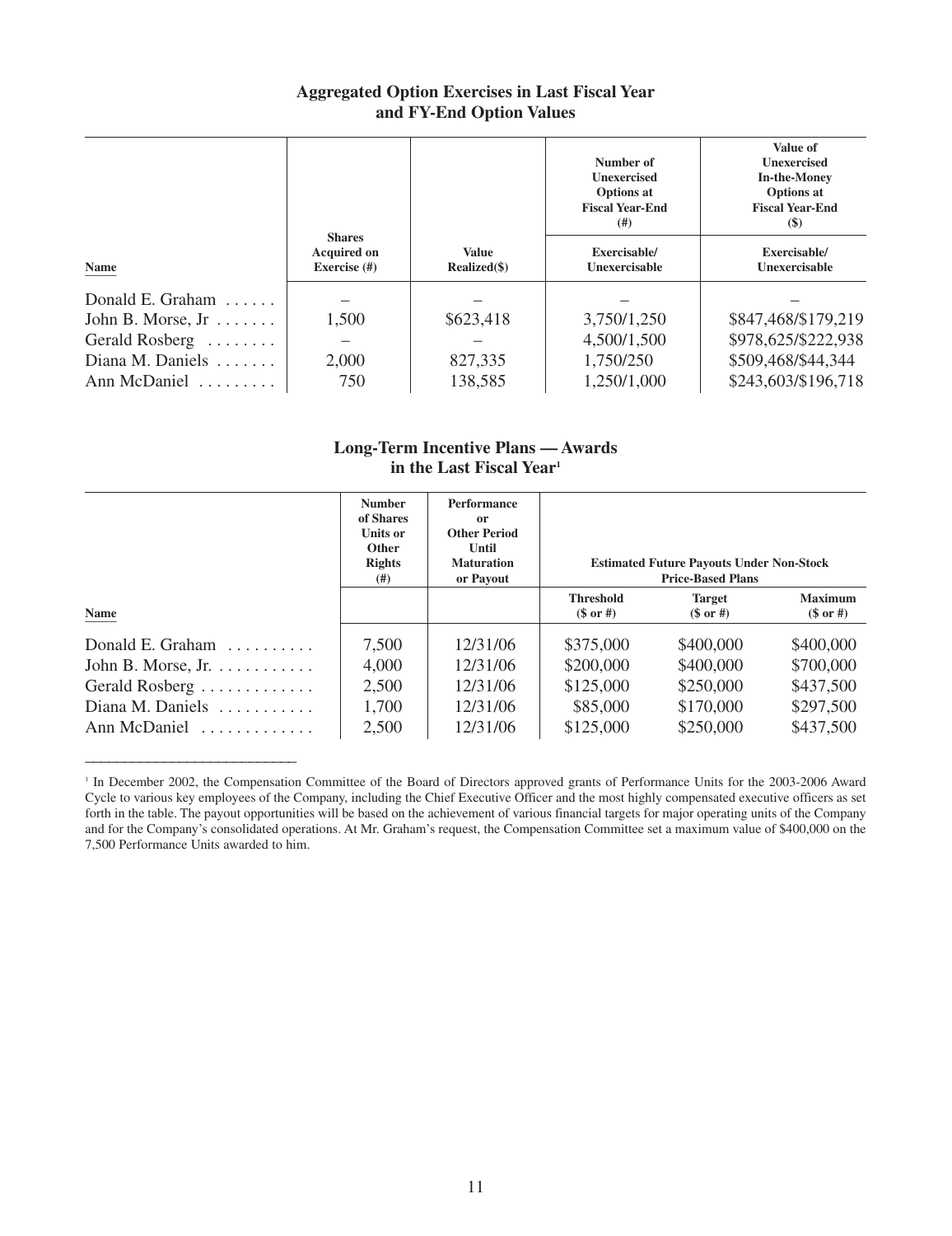## Aggregated Option Exercises in Last Fiscal Year and FY-End Option Values

| Name | Shares Acquired on Exercise (#) | Value Realized($) | Number of Unexercised Options at Fiscal Year-End (#) | Value of Unexercised In-the-Money Options at Fiscal Year-End ($) |
|---|---|---|---|---|
| | | | Exercisable/ Unexercisable | Exercisable/ Unexercisable |
| Donald E. Graham | – | – | – | – |
| John B. Morse, Jr | 1,500 | $623,418 | 3,750/1,250 | $847,468/$179,219 |
| Gerald Rosberg | – | – | 4,500/1,500 | $978,625/$222,938 |
| Diana M. Daniels | 2,000 | 827,335 | 1,750/250 | $509,468/$44,344 |
| Ann McDaniel | 750 | 138,585 | 1,250/1,000 | $243,603/$196,718 |

## Long-Term Incentive Plans — Awards in the Last Fiscal Year[1]

| Name | Number of Shares Units or Other Rights (#) | Performance or Other Period Until Maturation or Payout | Estimated Future Payouts Under Non-Stock Price-Based Plans | | |
|---|---|---|---|---|---|
| | | | Threshold ($ or #) | Target ($ or #) | Maximum ($ or #) |
| Donald E. Graham | 7,500 | 12/31/06 | $375,000 | $400,000 | $400,000 |
| John B. Morse, Jr. | 4,000 | 12/31/06 | $200,000 | $400,000 | $700,000 |
| Gerald Rosberg | 2,500 | 12/31/06 | $125,000 | $250,000 | $437,500 |
| Diana M. Daniels | 1,700 | 12/31/06 | $85,000 | $170,000 | $297,500 |
| Ann McDaniel | 2,500 | 12/31/06 | $125,000 | $250,000 | $437,500 |

[1] In December 2002, the Compensation Committee of the Board of Directors approved grants of Performance Units for the 2003-2006 Award Cycle to various key employees of the Company, including the Chief Executive Officer and the most highly compensated executive officers as set forth in the table. The payout opportunities will be based on the achievement of various financial targets for major operating units of the Company and for the Company's consolidated operations. At Mr. Graham's request, the Compensation Committee set a maximum value of $400,000 on the 7,500 Performance Units awarded to him.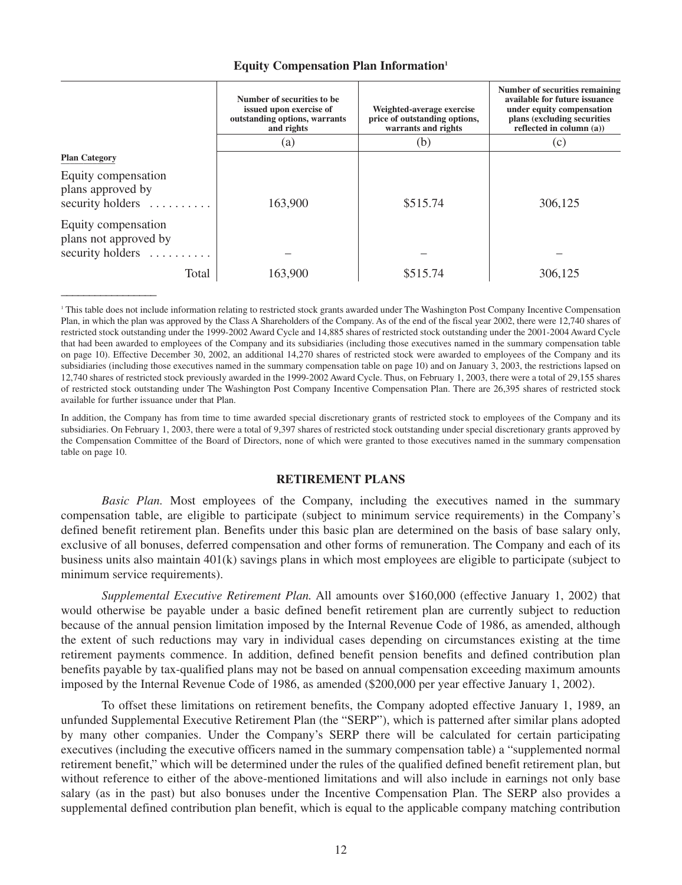**Equity Compensation Plan Information**[1]

| Plan Category | Number of securities to be issued upon exercise of outstanding options, warrants and rights | Weighted-average exercise price of outstanding options, warrants and rights | Number of securities remaining available for future issuance under equity compensation plans (excluding securities reflected in column (a)) |
|---|---|---|---|
| | (a) | (b) | (c) |
| Equity compensation plans approved by security holders | 163,900 | $515.74 | 306,125 |
| Equity compensation plans not approved by security holders | – | – | – |
| Total | 163,900 | $515.74 | 306,125 |

[1] This table does not include information relating to restricted stock grants awarded under The Washington Post Company Incentive Compensation Plan, in which the plan was approved by the Class A Shareholders of the Company. As of the end of the fiscal year 2002, there were 12,740 shares of restricted stock outstanding under the 1999-2002 Award Cycle and 14,885 shares of restricted stock outstanding under the 2001-2004 Award Cycle that had been awarded to employees of the Company and its subsidiaries (including those executives named in the summary compensation table on page 10). Effective December 30, 2002, an additional 14,270 shares of restricted stock were awarded to employees of the Company and its subsidiaries (including those executives named in the summary compensation table on page 10) and on January 3, 2003, the restrictions lapsed on 12,740 shares of restricted stock previously awarded in the 1999-2002 Award Cycle. Thus, on February 1, 2003, there were a total of 29,155 shares of restricted stock outstanding under The Washington Post Company Incentive Compensation Plan. There are 26,395 shares of restricted stock available for further issuance under that Plan.

In addition, the Company has from time to time awarded special discretionary grants of restricted stock to employees of the Company and its subsidiaries. On February 1, 2003, there were a total of 9,397 shares of restricted stock outstanding under special discretionary grants approved by the Compensation Committee of the Board of Directors, none of which were granted to those executives named in the summary compensation table on page 10.

## RETIREMENT PLANS

*Basic Plan.* Most employees of the Company, including the executives named in the summary compensation table, are eligible to participate (subject to minimum service requirements) in the Company's defined benefit retirement plan. Benefits under this basic plan are determined on the basis of base salary only, exclusive of all bonuses, deferred compensation and other forms of remuneration. The Company and each of its business units also maintain 401(k) savings plans in which most employees are eligible to participate (subject to minimum service requirements).

*Supplemental Executive Retirement Plan.* All amounts over $160,000 (effective January 1, 2002) that would otherwise be payable under a basic defined benefit retirement plan are currently subject to reduction because of the annual pension limitation imposed by the Internal Revenue Code of 1986, as amended, although the extent of such reductions may vary in individual cases depending on circumstances existing at the time retirement payments commence. In addition, defined benefit pension benefits and defined contribution plan benefits payable by tax-qualified plans may not be based on annual compensation exceeding maximum amounts imposed by the Internal Revenue Code of 1986, as amended ($200,000 per year effective January 1, 2002).

To offset these limitations on retirement benefits, the Company adopted effective January 1, 1989, an unfunded Supplemental Executive Retirement Plan (the "SERP"), which is patterned after similar plans adopted by many other companies. Under the Company's SERP there will be calculated for certain participating executives (including the executive officers named in the summary compensation table) a "supplemented normal retirement benefit," which will be determined under the rules of the qualified defined benefit retirement plan, but without reference to either of the above-mentioned limitations and will also include in earnings not only base salary (as in the past) but also bonuses under the Incentive Compensation Plan. The SERP also provides a supplemental defined contribution plan benefit, which is equal to the applicable company matching contribution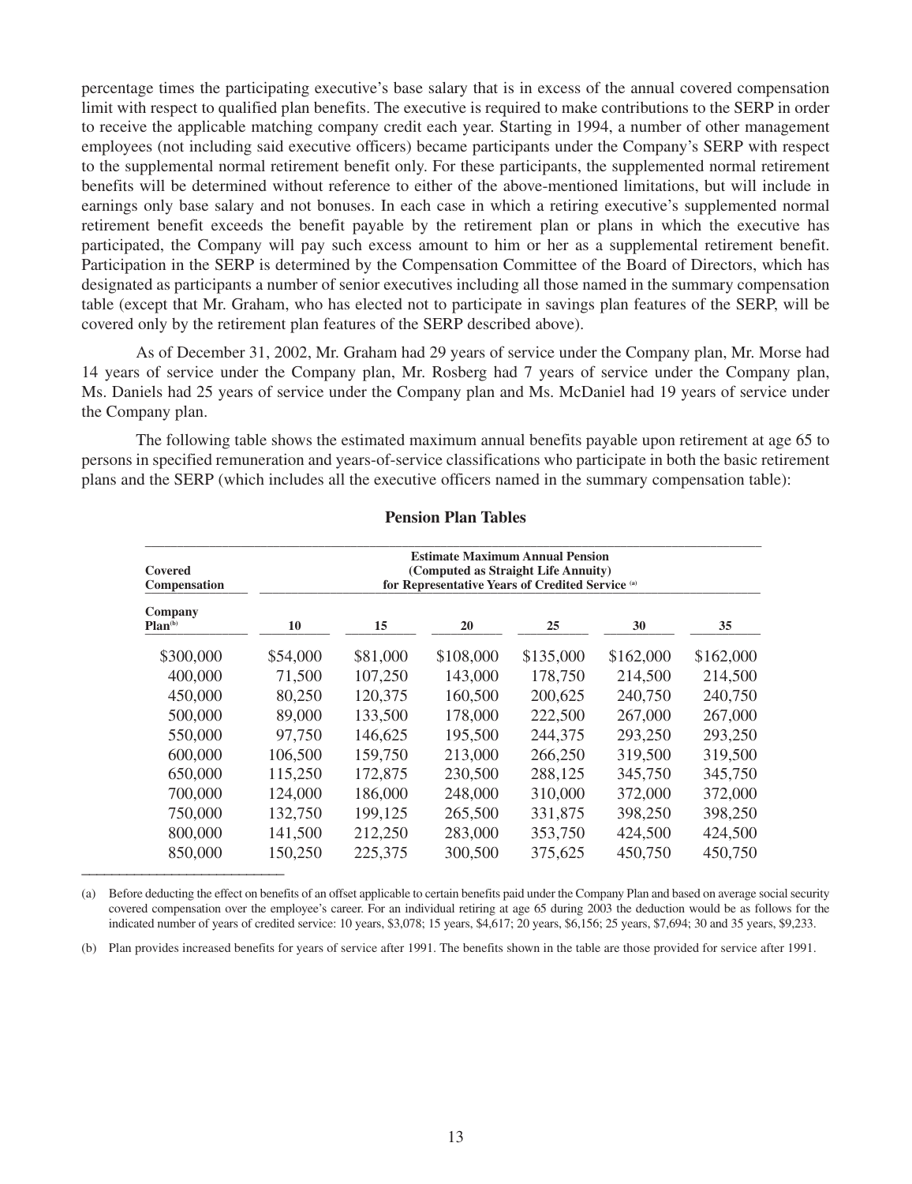percentage times the participating executive's base salary that is in excess of the annual covered compensation limit with respect to qualified plan benefits. The executive is required to make contributions to the SERP in order to receive the applicable matching company credit each year. Starting in 1994, a number of other management employees (not including said executive officers) became participants under the Company's SERP with respect to the supplemental normal retirement benefit only. For these participants, the supplemented normal retirement benefits will be determined without reference to either of the above-mentioned limitations, but will include in earnings only base salary and not bonuses. In each case in which a retiring executive's supplemented normal retirement benefit exceeds the benefit payable by the retirement plan or plans in which the executive has participated, the Company will pay such excess amount to him or her as a supplemental retirement benefit. Participation in the SERP is determined by the Compensation Committee of the Board of Directors, which has designated as participants a number of senior executives including all those named in the summary compensation table (except that Mr. Graham, who has elected not to participate in savings plan features of the SERP, will be covered only by the retirement plan features of the SERP described above).

As of December 31, 2002, Mr. Graham had 29 years of service under the Company plan, Mr. Morse had 14 years of service under the Company plan, Mr. Rosberg had 7 years of service under the Company plan, Ms. Daniels had 25 years of service under the Company plan and Ms. McDaniel had 19 years of service under the Company plan.

The following table shows the estimated maximum annual benefits payable upon retirement at age 65 to persons in specified remuneration and years-of-service classifications who participate in both the basic retirement plans and the SERP (which includes all the executive officers named in the summary compensation table):

## Pension Plan Tables

| Covered Compensation | Estimate Maximum Annual Pension (Computed as Straight Life Annuity) for Representative Years of Credited Service [(a)] | | | | | |
|---|---|---|---|---|---|---|
| Company Plan[(b)] | 10 | 15 | 20 | 25 | 30 | 35 |
| $300,000 | $54,000 | $81,000 | $108,000 | $135,000 | $162,000 | $162,000 |
| 400,000 | 71,500 | 107,250 | 143,000 | 178,750 | 214,500 | 214,500 |
| 450,000 | 80,250 | 120,375 | 160,500 | 200,625 | 240,750 | 240,750 |
| 500,000 | 89,000 | 133,500 | 178,000 | 222,500 | 267,000 | 267,000 |
| 550,000 | 97,750 | 146,625 | 195,500 | 244,375 | 293,250 | 293,250 |
| 600,000 | 106,500 | 159,750 | 213,000 | 266,250 | 319,500 | 319,500 |
| 650,000 | 115,250 | 172,875 | 230,500 | 288,125 | 345,750 | 345,750 |
| 700,000 | 124,000 | 186,000 | 248,000 | 310,000 | 372,000 | 372,000 |
| 750,000 | 132,750 | 199,125 | 265,500 | 331,875 | 398,250 | 398,250 |
| 800,000 | 141,500 | 212,250 | 283,000 | 353,750 | 424,500 | 424,500 |
| 850,000 | 150,250 | 225,375 | 300,500 | 375,625 | 450,750 | 450,750 |

(a) Before deducting the effect on benefits of an offset applicable to certain benefits paid under the Company Plan and based on average social security covered compensation over the employee's career. For an individual retiring at age 65 during 2003 the deduction would be as follows for the indicated number of years of credited service: 10 years, $3,078; 15 years, $4,617; 20 years, $6,156; 25 years, $7,694; 30 and 35 years, $9,233.

(b) Plan provides increased benefits for years of service after 1991. The benefits shown in the table are those provided for service after 1991.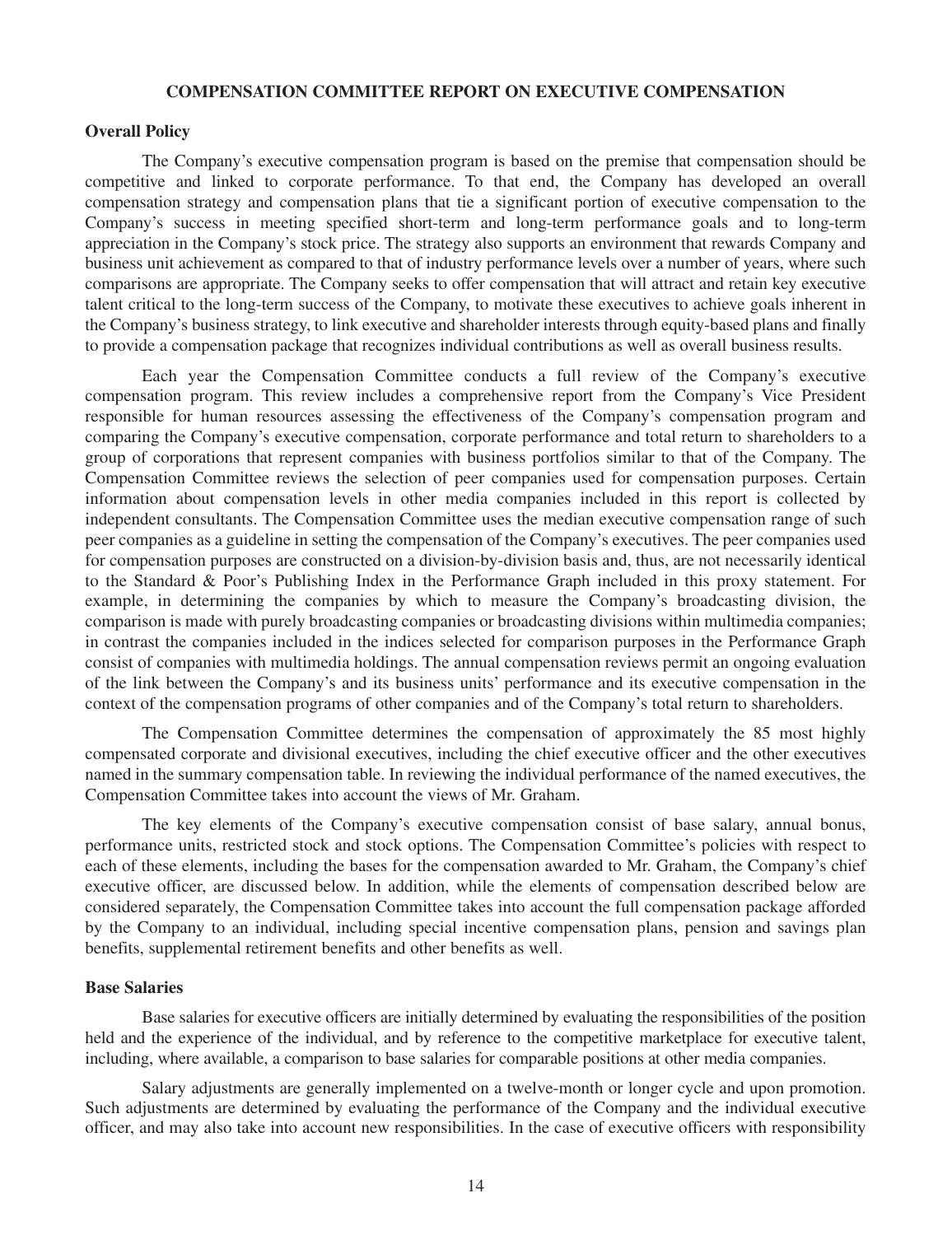## COMPENSATION COMMITTEE REPORT ON EXECUTIVE COMPENSATION

### Overall Policy

The Company's executive compensation program is based on the premise that compensation should be competitive and linked to corporate performance. To that end, the Company has developed an overall compensation strategy and compensation plans that tie a significant portion of executive compensation to the Company's success in meeting specified short-term and long-term performance goals and to long-term appreciation in the Company's stock price. The strategy also supports an environment that rewards Company and business unit achievement as compared to that of industry performance levels over a number of years, where such comparisons are appropriate. The Company seeks to offer compensation that will attract and retain key executive talent critical to the long-term success of the Company, to motivate these executives to achieve goals inherent in the Company's business strategy, to link executive and shareholder interests through equity-based plans and finally to provide a compensation package that recognizes individual contributions as well as overall business results.

Each year the Compensation Committee conducts a full review of the Company's executive compensation program. This review includes a comprehensive report from the Company's Vice President responsible for human resources assessing the effectiveness of the Company's compensation program and comparing the Company's executive compensation, corporate performance and total return to shareholders to a group of corporations that represent companies with business portfolios similar to that of the Company. The Compensation Committee reviews the selection of peer companies used for compensation purposes. Certain information about compensation levels in other media companies included in this report is collected by independent consultants. The Compensation Committee uses the median executive compensation range of such peer companies as a guideline in setting the compensation of the Company's executives. The peer companies used for compensation purposes are constructed on a division-by-division basis and, thus, are not necessarily identical to the Standard & Poor's Publishing Index in the Performance Graph included in this proxy statement. For example, in determining the companies by which to measure the Company's broadcasting division, the comparison is made with purely broadcasting companies or broadcasting divisions within multimedia companies; in contrast the companies included in the indices selected for comparison purposes in the Performance Graph consist of companies with multimedia holdings. The annual compensation reviews permit an ongoing evaluation of the link between the Company's and its business units' performance and its executive compensation in the context of the compensation programs of other companies and of the Company's total return to shareholders.

The Compensation Committee determines the compensation of approximately the 85 most highly compensated corporate and divisional executives, including the chief executive officer and the other executives named in the summary compensation table. In reviewing the individual performance of the named executives, the Compensation Committee takes into account the views of Mr. Graham.

The key elements of the Company's executive compensation consist of base salary, annual bonus, performance units, restricted stock and stock options. The Compensation Committee's policies with respect to each of these elements, including the bases for the compensation awarded to Mr. Graham, the Company's chief executive officer, are discussed below. In addition, while the elements of compensation described below are considered separately, the Compensation Committee takes into account the full compensation package afforded by the Company to an individual, including special incentive compensation plans, pension and savings plan benefits, supplemental retirement benefits and other benefits as well.

### Base Salaries

Base salaries for executive officers are initially determined by evaluating the responsibilities of the position held and the experience of the individual, and by reference to the competitive marketplace for executive talent, including, where available, a comparison to base salaries for comparable positions at other media companies.

Salary adjustments are generally implemented on a twelve-month or longer cycle and upon promotion. Such adjustments are determined by evaluating the performance of the Company and the individual executive officer, and may also take into account new responsibilities. In the case of executive officers with responsibility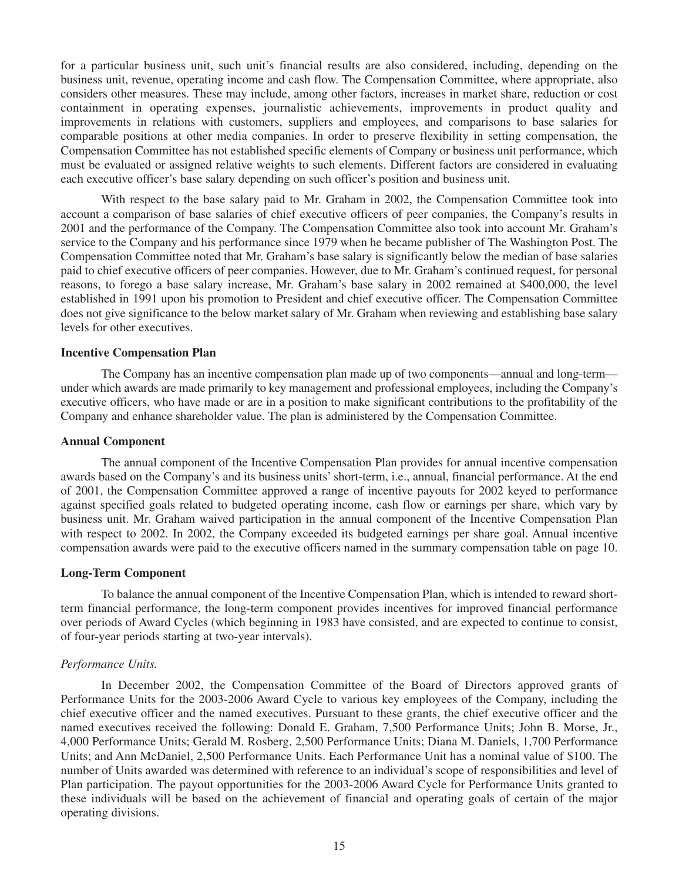for a particular business unit, such unit's financial results are also considered, including, depending on the business unit, revenue, operating income and cash flow. The Compensation Committee, where appropriate, also considers other measures. These may include, among other factors, increases in market share, reduction or cost containment in operating expenses, journalistic achievements, improvements in product quality and improvements in relations with customers, suppliers and employees, and comparisons to base salaries for comparable positions at other media companies. In order to preserve flexibility in setting compensation, the Compensation Committee has not established specific elements of Company or business unit performance, which must be evaluated or assigned relative weights to such elements. Different factors are considered in evaluating each executive officer's base salary depending on such officer's position and business unit.

With respect to the base salary paid to Mr. Graham in 2002, the Compensation Committee took into account a comparison of base salaries of chief executive officers of peer companies, the Company's results in 2001 and the performance of the Company. The Compensation Committee also took into account Mr. Graham's service to the Company and his performance since 1979 when he became publisher of The Washington Post. The Compensation Committee noted that Mr. Graham's base salary is significantly below the median of base salaries paid to chief executive officers of peer companies. However, due to Mr. Graham's continued request, for personal reasons, to forego a base salary increase, Mr. Graham's base salary in 2002 remained at $400,000, the level established in 1991 upon his promotion to President and chief executive officer. The Compensation Committee does not give significance to the below market salary of Mr. Graham when reviewing and establishing base salary levels for other executives.

**Incentive Compensation Plan**

The Company has an incentive compensation plan made up of two components—annual and long-term—under which awards are made primarily to key management and professional employees, including the Company's executive officers, who have made or are in a position to make significant contributions to the profitability of the Company and enhance shareholder value. The plan is administered by the Compensation Committee.

**Annual Component**

The annual component of the Incentive Compensation Plan provides for annual incentive compensation awards based on the Company's and its business units' short-term, i.e., annual, financial performance. At the end of 2001, the Compensation Committee approved a range of incentive payouts for 2002 keyed to performance against specified goals related to budgeted operating income, cash flow or earnings per share, which vary by business unit. Mr. Graham waived participation in the annual component of the Incentive Compensation Plan with respect to 2002. In 2002, the Company exceeded its budgeted earnings per share goal. Annual incentive compensation awards were paid to the executive officers named in the summary compensation table on page 10.

**Long-Term Component**

To balance the annual component of the Incentive Compensation Plan, which is intended to reward short-term financial performance, the long-term component provides incentives for improved financial performance over periods of Award Cycles (which beginning in 1983 have consisted, and are expected to continue to consist, of four-year periods starting at two-year intervals).

*Performance Units.*

In December 2002, the Compensation Committee of the Board of Directors approved grants of Performance Units for the 2003-2006 Award Cycle to various key employees of the Company, including the chief executive officer and the named executives. Pursuant to these grants, the chief executive officer and the named executives received the following: Donald E. Graham, 7,500 Performance Units; John B. Morse, Jr., 4,000 Performance Units; Gerald M. Rosberg, 2,500 Performance Units; Diana M. Daniels, 1,700 Performance Units; and Ann McDaniel, 2,500 Performance Units. Each Performance Unit has a nominal value of $100. The number of Units awarded was determined with reference to an individual's scope of responsibilities and level of Plan participation. The payout opportunities for the 2003-2006 Award Cycle for Performance Units granted to these individuals will be based on the achievement of financial and operating goals of certain of the major operating divisions.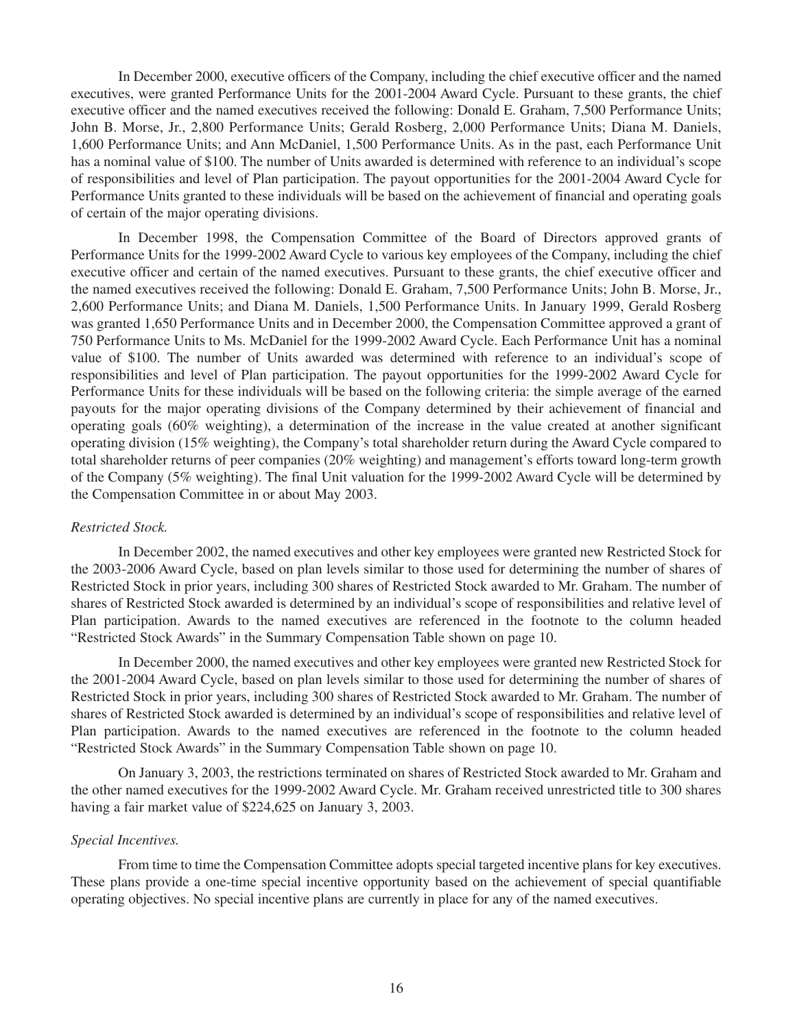In December 2000, executive officers of the Company, including the chief executive officer and the named executives, were granted Performance Units for the 2001-2004 Award Cycle. Pursuant to these grants, the chief executive officer and the named executives received the following: Donald E. Graham, 7,500 Performance Units; John B. Morse, Jr., 2,800 Performance Units; Gerald Rosberg, 2,000 Performance Units; Diana M. Daniels, 1,600 Performance Units; and Ann McDaniel, 1,500 Performance Units. As in the past, each Performance Unit has a nominal value of $100. The number of Units awarded is determined with reference to an individual's scope of responsibilities and level of Plan participation. The payout opportunities for the 2001-2004 Award Cycle for Performance Units granted to these individuals will be based on the achievement of financial and operating goals of certain of the major operating divisions.

In December 1998, the Compensation Committee of the Board of Directors approved grants of Performance Units for the 1999-2002 Award Cycle to various key employees of the Company, including the chief executive officer and certain of the named executives. Pursuant to these grants, the chief executive officer and the named executives received the following: Donald E. Graham, 7,500 Performance Units; John B. Morse, Jr., 2,600 Performance Units; and Diana M. Daniels, 1,500 Performance Units. In January 1999, Gerald Rosberg was granted 1,650 Performance Units and in December 2000, the Compensation Committee approved a grant of 750 Performance Units to Ms. McDaniel for the 1999-2002 Award Cycle. Each Performance Unit has a nominal value of $100. The number of Units awarded was determined with reference to an individual's scope of responsibilities and level of Plan participation. The payout opportunities for the 1999-2002 Award Cycle for Performance Units for these individuals will be based on the following criteria: the simple average of the earned payouts for the major operating divisions of the Company determined by their achievement of financial and operating goals (60% weighting), a determination of the increase in the value created at another significant operating division (15% weighting), the Company's total shareholder return during the Award Cycle compared to total shareholder returns of peer companies (20% weighting) and management's efforts toward long-term growth of the Company (5% weighting). The final Unit valuation for the 1999-2002 Award Cycle will be determined by the Compensation Committee in or about May 2003.

*Restricted Stock.*

In December 2002, the named executives and other key employees were granted new Restricted Stock for the 2003-2006 Award Cycle, based on plan levels similar to those used for determining the number of shares of Restricted Stock in prior years, including 300 shares of Restricted Stock awarded to Mr. Graham. The number of shares of Restricted Stock awarded is determined by an individual's scope of responsibilities and relative level of Plan participation. Awards to the named executives are referenced in the footnote to the column headed "Restricted Stock Awards" in the Summary Compensation Table shown on page 10.

In December 2000, the named executives and other key employees were granted new Restricted Stock for the 2001-2004 Award Cycle, based on plan levels similar to those used for determining the number of shares of Restricted Stock in prior years, including 300 shares of Restricted Stock awarded to Mr. Graham. The number of shares of Restricted Stock awarded is determined by an individual's scope of responsibilities and relative level of Plan participation. Awards to the named executives are referenced in the footnote to the column headed "Restricted Stock Awards" in the Summary Compensation Table shown on page 10.

On January 3, 2003, the restrictions terminated on shares of Restricted Stock awarded to Mr. Graham and the other named executives for the 1999-2002 Award Cycle. Mr. Graham received unrestricted title to 300 shares having a fair market value of $224,625 on January 3, 2003.

*Special Incentives.*

From time to time the Compensation Committee adopts special targeted incentive plans for key executives. These plans provide a one-time special incentive opportunity based on the achievement of special quantifiable operating objectives. No special incentive plans are currently in place for any of the named executives.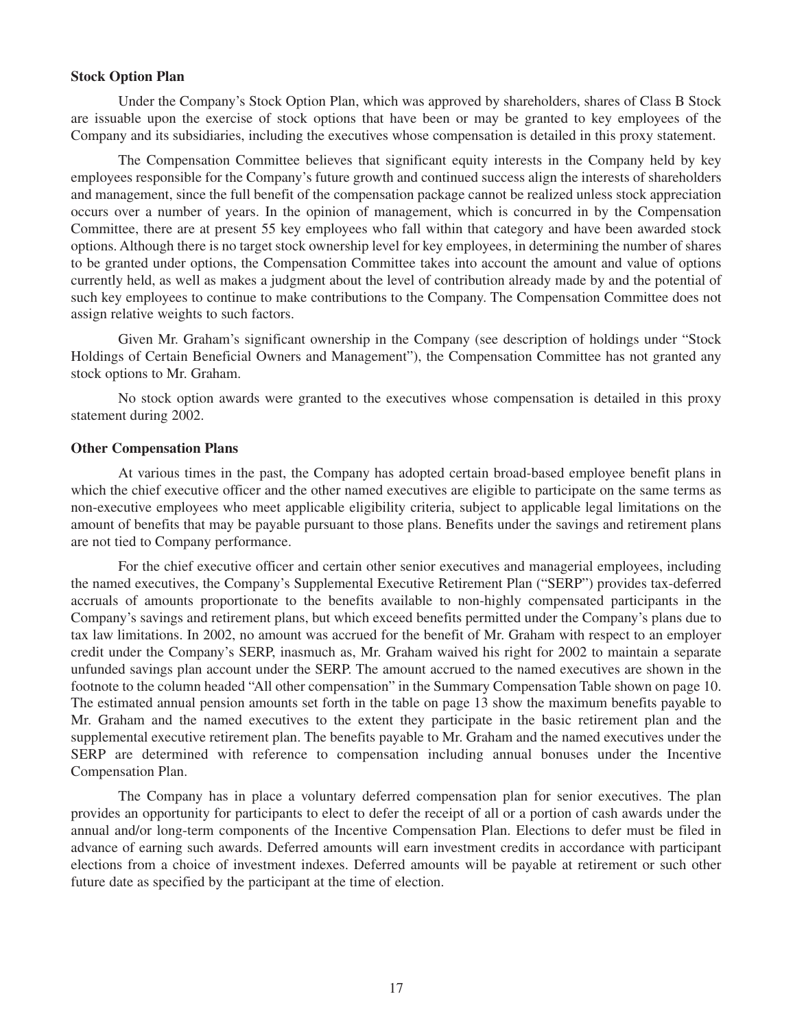**Stock Option Plan**

Under the Company's Stock Option Plan, which was approved by shareholders, shares of Class B Stock are issuable upon the exercise of stock options that have been or may be granted to key employees of the Company and its subsidiaries, including the executives whose compensation is detailed in this proxy statement.

The Compensation Committee believes that significant equity interests in the Company held by key employees responsible for the Company's future growth and continued success align the interests of shareholders and management, since the full benefit of the compensation package cannot be realized unless stock appreciation occurs over a number of years. In the opinion of management, which is concurred in by the Compensation Committee, there are at present 55 key employees who fall within that category and have been awarded stock options. Although there is no target stock ownership level for key employees, in determining the number of shares to be granted under options, the Compensation Committee takes into account the amount and value of options currently held, as well as makes a judgment about the level of contribution already made by and the potential of such key employees to continue to make contributions to the Company. The Compensation Committee does not assign relative weights to such factors.

Given Mr. Graham's significant ownership in the Company (see description of holdings under "Stock Holdings of Certain Beneficial Owners and Management"), the Compensation Committee has not granted any stock options to Mr. Graham.

No stock option awards were granted to the executives whose compensation is detailed in this proxy statement during 2002.

**Other Compensation Plans**

At various times in the past, the Company has adopted certain broad-based employee benefit plans in which the chief executive officer and the other named executives are eligible to participate on the same terms as non-executive employees who meet applicable eligibility criteria, subject to applicable legal limitations on the amount of benefits that may be payable pursuant to those plans. Benefits under the savings and retirement plans are not tied to Company performance.

For the chief executive officer and certain other senior executives and managerial employees, including the named executives, the Company's Supplemental Executive Retirement Plan ("SERP") provides tax-deferred accruals of amounts proportionate to the benefits available to non-highly compensated participants in the Company's savings and retirement plans, but which exceed benefits permitted under the Company's plans due to tax law limitations. In 2002, no amount was accrued for the benefit of Mr. Graham with respect to an employer credit under the Company's SERP, inasmuch as, Mr. Graham waived his right for 2002 to maintain a separate unfunded savings plan account under the SERP. The amount accrued to the named executives are shown in the footnote to the column headed "All other compensation" in the Summary Compensation Table shown on page 10. The estimated annual pension amounts set forth in the table on page 13 show the maximum benefits payable to Mr. Graham and the named executives to the extent they participate in the basic retirement plan and the supplemental executive retirement plan. The benefits payable to Mr. Graham and the named executives under the SERP are determined with reference to compensation including annual bonuses under the Incentive Compensation Plan.

The Company has in place a voluntary deferred compensation plan for senior executives. The plan provides an opportunity for participants to elect to defer the receipt of all or a portion of cash awards under the annual and/or long-term components of the Incentive Compensation Plan. Elections to defer must be filed in advance of earning such awards. Deferred amounts will earn investment credits in accordance with participant elections from a choice of investment indexes. Deferred amounts will be payable at retirement or such other future date as specified by the participant at the time of election.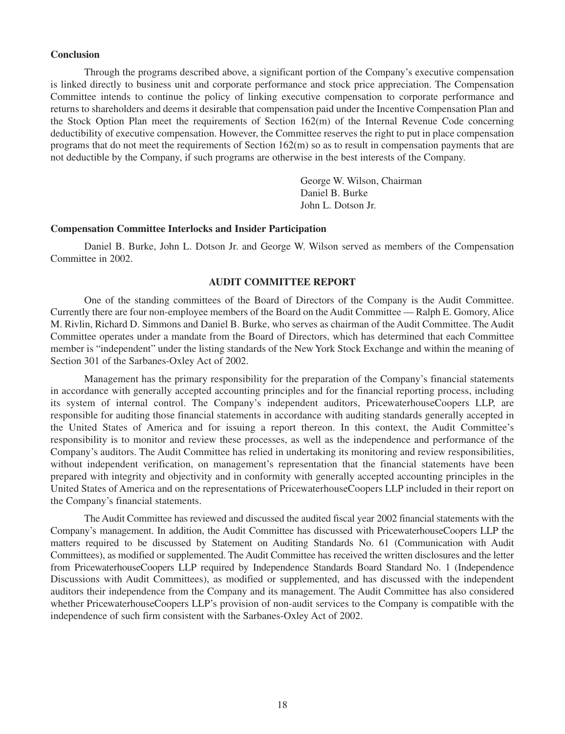### Conclusion

Through the programs described above, a significant portion of the Company's executive compensation is linked directly to business unit and corporate performance and stock price appreciation. The Compensation Committee intends to continue the policy of linking executive compensation to corporate performance and returns to shareholders and deems it desirable that compensation paid under the Incentive Compensation Plan and the Stock Option Plan meet the requirements of Section 162(m) of the Internal Revenue Code concerning deductibility of executive compensation. However, the Committee reserves the right to put in place compensation programs that do not meet the requirements of Section 162(m) so as to result in compensation payments that are not deductible by the Company, if such programs are otherwise in the best interests of the Company.

George W. Wilson, Chairman
Daniel B. Burke
John L. Dotson Jr.

### Compensation Committee Interlocks and Insider Participation

Daniel B. Burke, John L. Dotson Jr. and George W. Wilson served as members of the Compensation Committee in 2002.

## AUDIT COMMITTEE REPORT

One of the standing committees of the Board of Directors of the Company is the Audit Committee. Currently there are four non-employee members of the Board on the Audit Committee — Ralph E. Gomory, Alice M. Rivlin, Richard D. Simmons and Daniel B. Burke, who serves as chairman of the Audit Committee. The Audit Committee operates under a mandate from the Board of Directors, which has determined that each Committee member is "independent" under the listing standards of the New York Stock Exchange and within the meaning of Section 301 of the Sarbanes-Oxley Act of 2002.

Management has the primary responsibility for the preparation of the Company's financial statements in accordance with generally accepted accounting principles and for the financial reporting process, including its system of internal control. The Company's independent auditors, PricewaterhouseCoopers LLP, are responsible for auditing those financial statements in accordance with auditing standards generally accepted in the United States of America and for issuing a report thereon. In this context, the Audit Committee's responsibility is to monitor and review these processes, as well as the independence and performance of the Company's auditors. The Audit Committee has relied in undertaking its monitoring and review responsibilities, without independent verification, on management's representation that the financial statements have been prepared with integrity and objectivity and in conformity with generally accepted accounting principles in the United States of America and on the representations of PricewaterhouseCoopers LLP included in their report on the Company's financial statements.

The Audit Committee has reviewed and discussed the audited fiscal year 2002 financial statements with the Company's management. In addition, the Audit Committee has discussed with PricewaterhouseCoopers LLP the matters required to be discussed by Statement on Auditing Standards No. 61 (Communication with Audit Committees), as modified or supplemented. The Audit Committee has received the written disclosures and the letter from PricewaterhouseCoopers LLP required by Independence Standards Board Standard No. 1 (Independence Discussions with Audit Committees), as modified or supplemented, and has discussed with the independent auditors their independence from the Company and its management. The Audit Committee has also considered whether PricewaterhouseCoopers LLP's provision of non-audit services to the Company is compatible with the independence of such firm consistent with the Sarbanes-Oxley Act of 2002.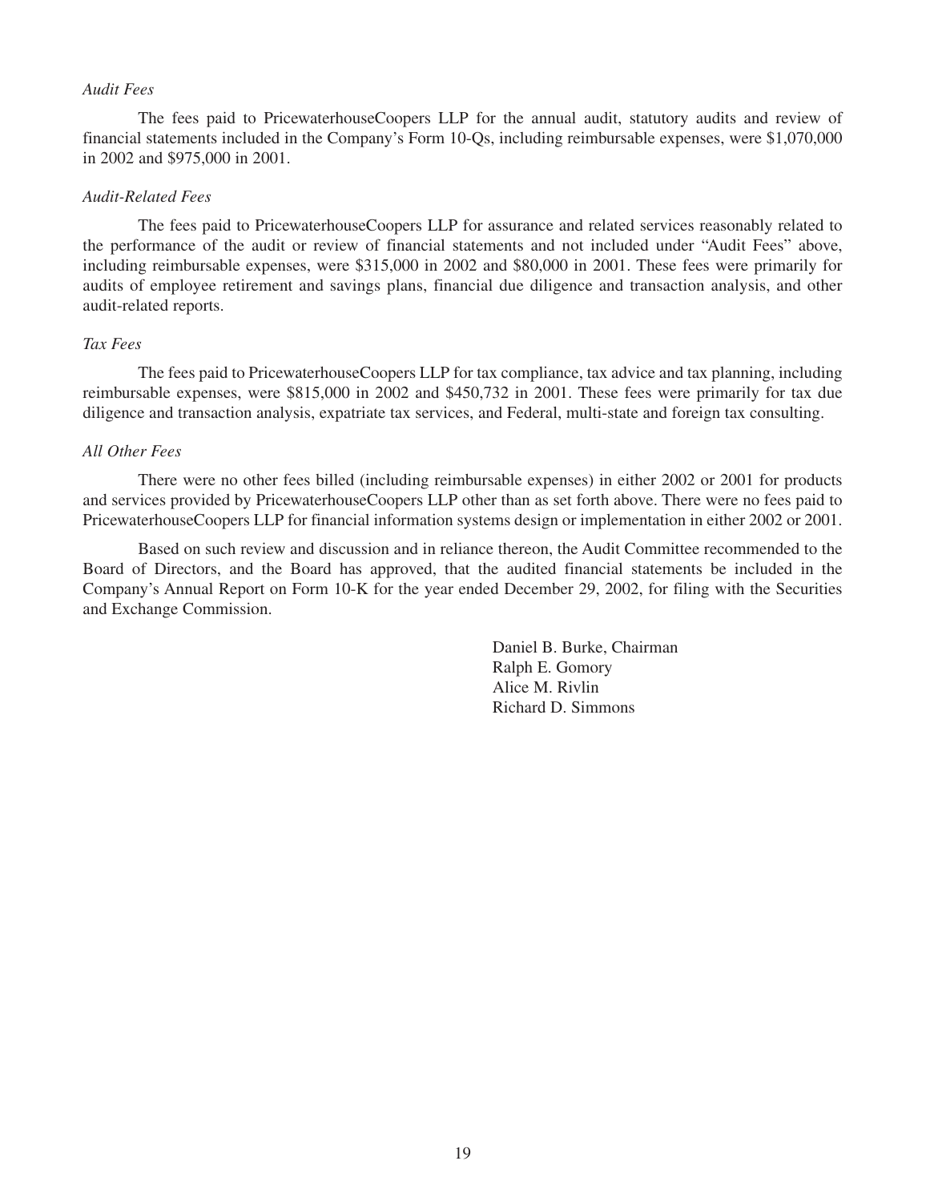*Audit Fees*

The fees paid to PricewaterhouseCoopers LLP for the annual audit, statutory audits and review of financial statements included in the Company's Form 10-Qs, including reimbursable expenses, were $1,070,000 in 2002 and $975,000 in 2001.

*Audit-Related Fees*

The fees paid to PricewaterhouseCoopers LLP for assurance and related services reasonably related to the performance of the audit or review of financial statements and not included under "Audit Fees" above, including reimbursable expenses, were $315,000 in 2002 and $80,000 in 2001. These fees were primarily for audits of employee retirement and savings plans, financial due diligence and transaction analysis, and other audit-related reports.

*Tax Fees*

The fees paid to PricewaterhouseCoopers LLP for tax compliance, tax advice and tax planning, including reimbursable expenses, were $815,000 in 2002 and $450,732 in 2001. These fees were primarily for tax due diligence and transaction analysis, expatriate tax services, and Federal, multi-state and foreign tax consulting.

*All Other Fees*

There were no other fees billed (including reimbursable expenses) in either 2002 or 2001 for products and services provided by PricewaterhouseCoopers LLP other than as set forth above. There were no fees paid to PricewaterhouseCoopers LLP for financial information systems design or implementation in either 2002 or 2001.

Based on such review and discussion and in reliance thereon, the Audit Committee recommended to the Board of Directors, and the Board has approved, that the audited financial statements be included in the Company's Annual Report on Form 10-K for the year ended December 29, 2002, for filing with the Securities and Exchange Commission.

Daniel B. Burke, Chairman
Ralph E. Gomory
Alice M. Rivlin
Richard D. Simmons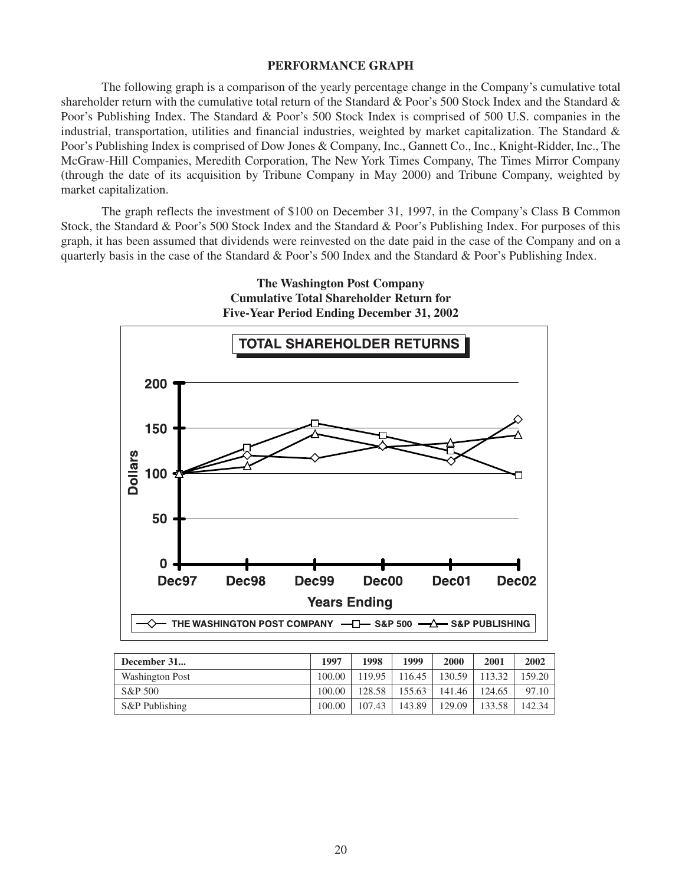## PERFORMANCE GRAPH

The following graph is a comparison of the yearly percentage change in the Company's cumulative total shareholder return with the cumulative total return of the Standard & Poor's 500 Stock Index and the Standard & Poor's Publishing Index. The Standard & Poor's 500 Stock Index is comprised of 500 U.S. companies in the industrial, transportation, utilities and financial industries, weighted by market capitalization. The Standard & Poor's Publishing Index is comprised of Dow Jones & Company, Inc., Gannett Co., Inc., Knight-Ridder, Inc., The McGraw-Hill Companies, Meredith Corporation, The New York Times Company, The Times Mirror Company (through the date of its acquisition by Tribune Company in May 2000) and Tribune Company, weighted by market capitalization.

The graph reflects the investment of $100 on December 31, 1997, in the Company's Class B Common Stock, the Standard & Poor's 500 Stock Index and the Standard & Poor's Publishing Index. For purposes of this graph, it has been assumed that dividends were reinvested on the date paid in the case of the Company and on a quarterly basis in the case of the Standard & Poor's 500 Index and the Standard & Poor's Publishing Index.

**The Washington Post Company**
**Cumulative Total Shareholder Return for**
**Five-Year Period Ending December 31, 2002**

| December 31... | 1997 | 1998 | 1999 | 2000 | 2001 | 2002 |
|---|---|---|---|---|---|---|
| Washington Post | 100.00 | 119.95 | 116.45 | 130.59 | 113.32 | 159.20 |
| S&P 500 | 100.00 | 128.58 | 155.63 | 141.46 | 124.65 | 97.10 |
| S&P Publishing | 100.00 | 107.43 | 143.89 | 129.09 | 133.58 | 142.34 |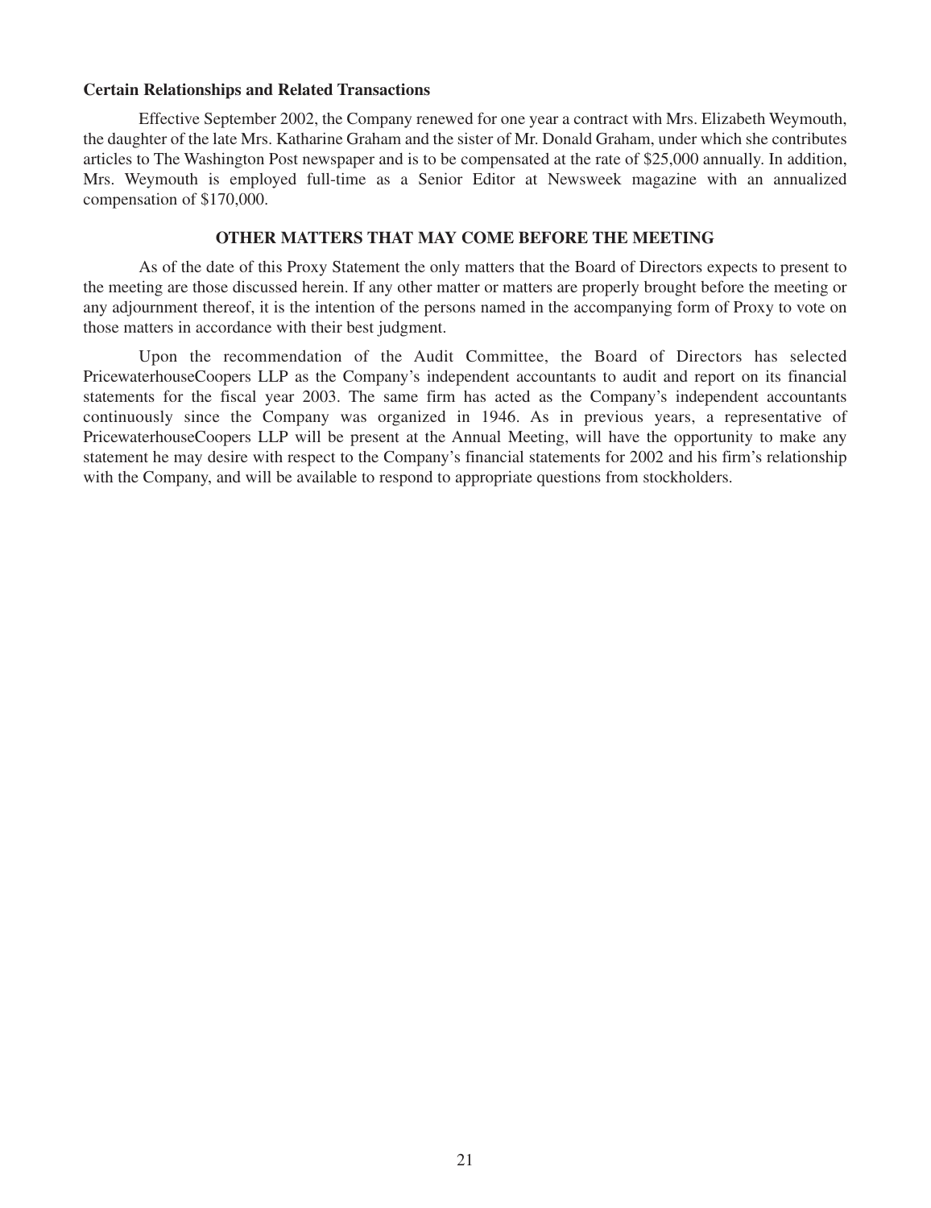**Certain Relationships and Related Transactions**

Effective September 2002, the Company renewed for one year a contract with Mrs. Elizabeth Weymouth, the daughter of the late Mrs. Katharine Graham and the sister of Mr. Donald Graham, under which she contributes articles to The Washington Post newspaper and is to be compensated at the rate of $25,000 annually. In addition, Mrs. Weymouth is employed full-time as a Senior Editor at Newsweek magazine with an annualized compensation of $170,000.

## OTHER MATTERS THAT MAY COME BEFORE THE MEETING

As of the date of this Proxy Statement the only matters that the Board of Directors expects to present to the meeting are those discussed herein. If any other matter or matters are properly brought before the meeting or any adjournment thereof, it is the intention of the persons named in the accompanying form of Proxy to vote on those matters in accordance with their best judgment.

Upon the recommendation of the Audit Committee, the Board of Directors has selected PricewaterhouseCoopers LLP as the Company's independent accountants to audit and report on its financial statements for the fiscal year 2003. The same firm has acted as the Company's independent accountants continuously since the Company was organized in 1946. As in previous years, a representative of PricewaterhouseCoopers LLP will be present at the Annual Meeting, will have the opportunity to make any statement he may desire with respect to the Company's financial statements for 2002 and his firm's relationship with the Company, and will be available to respond to appropriate questions from stockholders.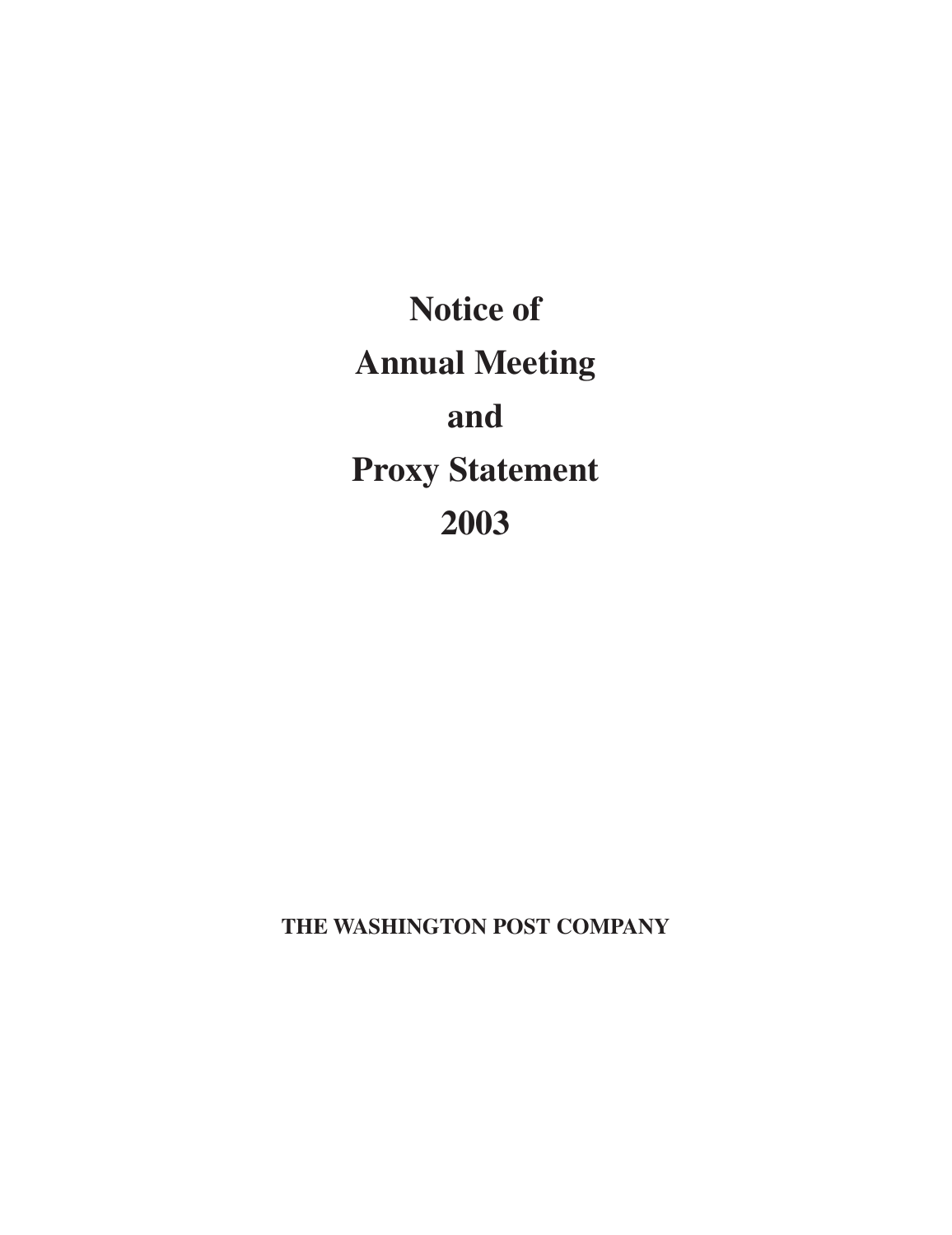# Notice of Annual Meeting and Proxy Statement 2003

**THE WASHINGTON POST COMPANY**